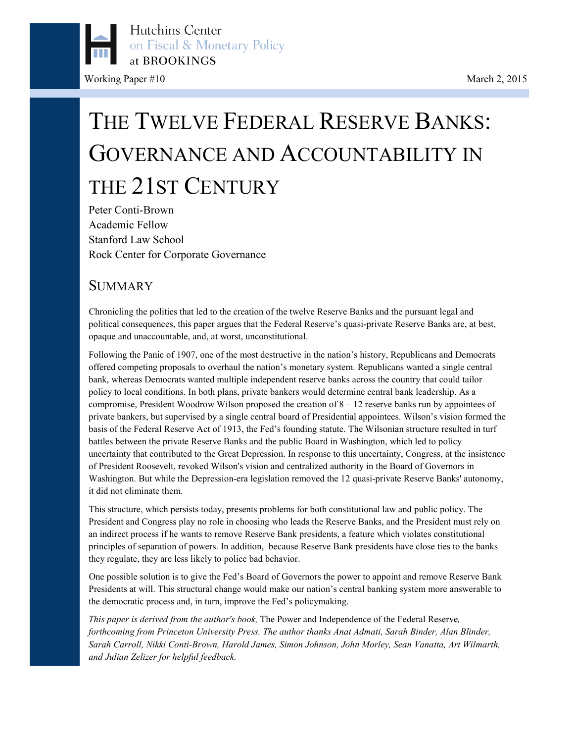Hutchins Center on Fiscal & Monetary Policy at BROOKINGS

Working Paper #10

March 2, 2015

# THE TWELVE FEDERAL RESERVE BANKS: GOVERNANCE AND ACCOUNTABILITY IN THE 21ST CENTURY

Peter Conti-Brown
Academic Fellow
Stanford Law School
Rock Center for Corporate Governance

## SUMMARY

Chronicling the politics that led to the creation of the twelve Reserve Banks and the pursuant legal and political consequences, this paper argues that the Federal Reserve's quasi-private Reserve Banks are, at best, opaque and unaccountable, and, at worst, unconstitutional.

Following the Panic of 1907, one of the most destructive in the nation's history, Republicans and Democrats offered competing proposals to overhaul the nation's monetary system. Republicans wanted a single central bank, whereas Democrats wanted multiple independent reserve banks across the country that could tailor policy to local conditions. In both plans, private bankers would determine central bank leadership. As a compromise, President Woodrow Wilson proposed the creation of 8 – 12 reserve banks run by appointees of private bankers, but supervised by a single central board of Presidential appointees. Wilson's vision formed the basis of the Federal Reserve Act of 1913, the Fed's founding statute. The Wilsonian structure resulted in turf battles between the private Reserve Banks and the public Board in Washington, which led to policy uncertainty that contributed to the Great Depression. In response to this uncertainty, Congress, at the insistence of President Roosevelt, revoked Wilson's vision and centralized authority in the Board of Governors in Washington. But while the Depression-era legislation removed the 12 quasi-private Reserve Banks' autonomy, it did not eliminate them.

This structure, which persists today, presents problems for both constitutional law and public policy. The President and Congress play no role in choosing who leads the Reserve Banks, and the President must rely on an indirect process if he wants to remove Reserve Bank presidents, a feature which violates constitutional principles of separation of powers. In addition, because Reserve Bank presidents have close ties to the banks they regulate, they are less likely to police bad behavior.

One possible solution is to give the Fed's Board of Governors the power to appoint and remove Reserve Bank Presidents at will. This structural change would make our nation's central banking system more answerable to the democratic process and, in turn, improve the Fed's policymaking.

*This paper is derived from the author's book,* The Power and Independence of the Federal Reserve*, forthcoming from Princeton University Press. The author thanks Anat Admati, Sarah Binder, Alan Blinder, Sarah Carroll, Nikki Conti-Brown, Harold James, Simon Johnson, John Morley, Sean Vanatta, Art Wilmarth, and Julian Zelizer for helpful feedback.*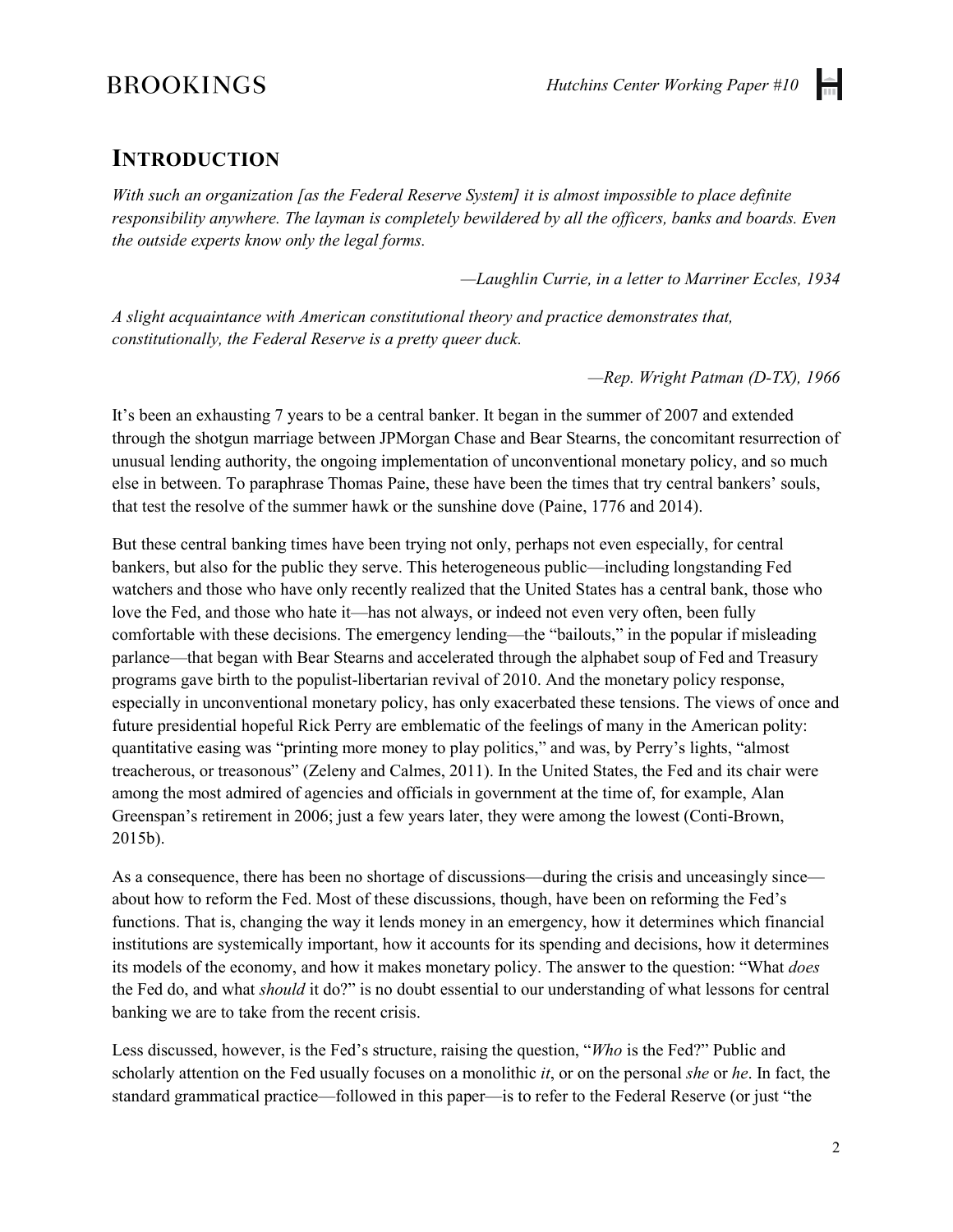## INTRODUCTION

*With such an organization [as the Federal Reserve System] it is almost impossible to place definite responsibility anywhere. The layman is completely bewildered by all the officers, banks and boards. Even the outside experts know only the legal forms.*

—*Laughlin Currie, in a letter to Marriner Eccles, 1934*

*A slight acquaintance with American constitutional theory and practice demonstrates that, constitutionally, the Federal Reserve is a pretty queer duck.*

—*Rep. Wright Patman (D-TX), 1966*

It's been an exhausting 7 years to be a central banker. It began in the summer of 2007 and extended through the shotgun marriage between JPMorgan Chase and Bear Stearns, the concomitant resurrection of unusual lending authority, the ongoing implementation of unconventional monetary policy, and so much else in between. To paraphrase Thomas Paine, these have been the times that try central bankers' souls, that test the resolve of the summer hawk or the sunshine dove (Paine, 1776 and 2014).

But these central banking times have been trying not only, perhaps not even especially, for central bankers, but also for the public they serve. This heterogeneous public—including longstanding Fed watchers and those who have only recently realized that the United States has a central bank, those who love the Fed, and those who hate it—has not always, or indeed not even very often, been fully comfortable with these decisions. The emergency lending—the "bailouts," in the popular if misleading parlance—that began with Bear Stearns and accelerated through the alphabet soup of Fed and Treasury programs gave birth to the populist-libertarian revival of 2010. And the monetary policy response, especially in unconventional monetary policy, has only exacerbated these tensions. The views of once and future presidential hopeful Rick Perry are emblematic of the feelings of many in the American polity: quantitative easing was "printing more money to play politics," and was, by Perry's lights, "almost treacherous, or treasonous" (Zeleny and Calmes, 2011). In the United States, the Fed and its chair were among the most admired of agencies and officials in government at the time of, for example, Alan Greenspan's retirement in 2006; just a few years later, they were among the lowest (Conti-Brown, 2015b).

As a consequence, there has been no shortage of discussions—during the crisis and unceasingly since—about how to reform the Fed. Most of these discussions, though, have been on reforming the Fed's functions. That is, changing the way it lends money in an emergency, how it determines which financial institutions are systemically important, how it accounts for its spending and decisions, how it determines its models of the economy, and how it makes monetary policy. The answer to the question: "What *does* the Fed do, and what *should* it do?" is no doubt essential to our understanding of what lessons for central banking we are to take from the recent crisis.

Less discussed, however, is the Fed's structure, raising the question, "*Who* is the Fed?" Public and scholarly attention on the Fed usually focuses on a monolithic *it*, or on the personal *she* or *he*. In fact, the standard grammatical practice—followed in this paper—is to refer to the Federal Reserve (or just "the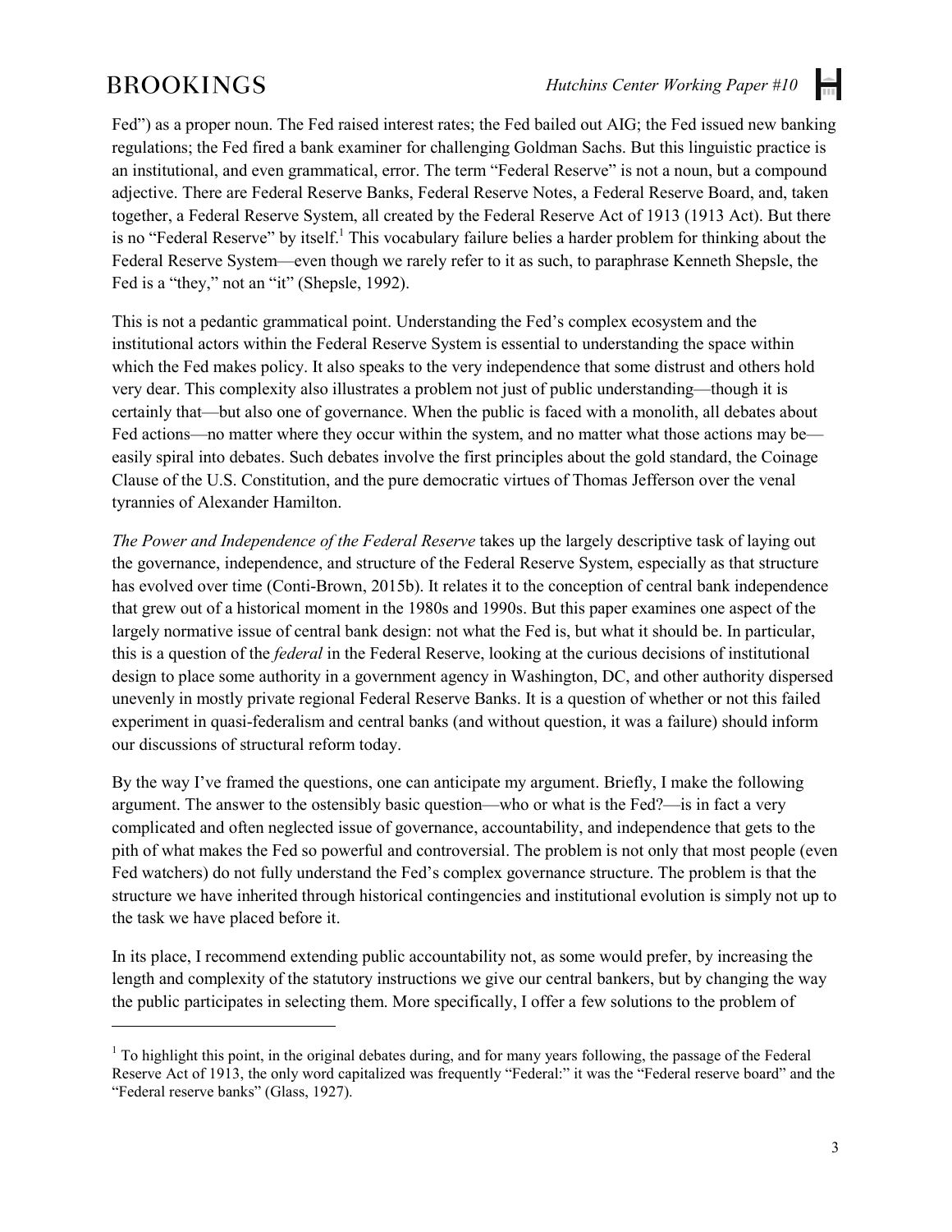Fed") as a proper noun. The Fed raised interest rates; the Fed bailed out AIG; the Fed issued new banking regulations; the Fed fired a bank examiner for challenging Goldman Sachs. But this linguistic practice is an institutional, and even grammatical, error. The term "Federal Reserve" is not a noun, but a compound adjective. There are Federal Reserve Banks, Federal Reserve Notes, a Federal Reserve Board, and, taken together, a Federal Reserve System, all created by the Federal Reserve Act of 1913 (1913 Act). But there is no "Federal Reserve" by itself.[1] This vocabulary failure belies a harder problem for thinking about the Federal Reserve System—even though we rarely refer to it as such, to paraphrase Kenneth Shepsle, the Fed is a "they," not an "it" (Shepsle, 1992).

This is not a pedantic grammatical point. Understanding the Fed's complex ecosystem and the institutional actors within the Federal Reserve System is essential to understanding the space within which the Fed makes policy. It also speaks to the very independence that some distrust and others hold very dear. This complexity also illustrates a problem not just of public understanding—though it is certainly that—but also one of governance. When the public is faced with a monolith, all debates about Fed actions—no matter where they occur within the system, and no matter what those actions may be—easily spiral into debates. Such debates involve the first principles about the gold standard, the Coinage Clause of the U.S. Constitution, and the pure democratic virtues of Thomas Jefferson over the venal tyrannies of Alexander Hamilton.

*The Power and Independence of the Federal Reserve* takes up the largely descriptive task of laying out the governance, independence, and structure of the Federal Reserve System, especially as that structure has evolved over time (Conti-Brown, 2015b). It relates it to the conception of central bank independence that grew out of a historical moment in the 1980s and 1990s. But this paper examines one aspect of the largely normative issue of central bank design: not what the Fed is, but what it should be. In particular, this is a question of the *federal* in the Federal Reserve, looking at the curious decisions of institutional design to place some authority in a government agency in Washington, DC, and other authority dispersed unevenly in mostly private regional Federal Reserve Banks. It is a question of whether or not this failed experiment in quasi-federalism and central banks (and without question, it was a failure) should inform our discussions of structural reform today.

By the way I've framed the questions, one can anticipate my argument. Briefly, I make the following argument. The answer to the ostensibly basic question—who or what is the Fed?—is in fact a very complicated and often neglected issue of governance, accountability, and independence that gets to the pith of what makes the Fed so powerful and controversial. The problem is not only that most people (even Fed watchers) do not fully understand the Fed's complex governance structure. The problem is that the structure we have inherited through historical contingencies and institutional evolution is simply not up to the task we have placed before it.

In its place, I recommend extending public accountability not, as some would prefer, by increasing the length and complexity of the statutory instructions we give our central bankers, but by changing the way the public participates in selecting them. More specifically, I offer a few solutions to the problem of

[1] To highlight this point, in the original debates during, and for many years following, the passage of the Federal Reserve Act of 1913, the only word capitalized was frequently "Federal:" it was the "Federal reserve board" and the "Federal reserve banks" (Glass, 1927).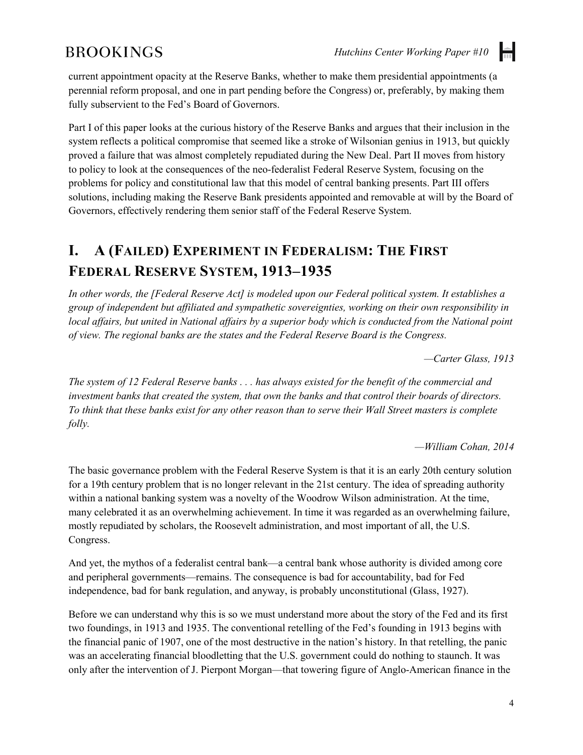current appointment opacity at the Reserve Banks, whether to make them presidential appointments (a perennial reform proposal, and one in part pending before the Congress) or, preferably, by making them fully subservient to the Fed's Board of Governors.

Part I of this paper looks at the curious history of the Reserve Banks and argues that their inclusion in the system reflects a political compromise that seemed like a stroke of Wilsonian genius in 1913, but quickly proved a failure that was almost completely repudiated during the New Deal. Part II moves from history to policy to look at the consequences of the neo-federalist Federal Reserve System, focusing on the problems for policy and constitutional law that this model of central banking presents. Part III offers solutions, including making the Reserve Bank presidents appointed and removable at will by the Board of Governors, effectively rendering them senior staff of the Federal Reserve System.

# I. A (FAILED) EXPERIMENT IN FEDERALISM: THE FIRST FEDERAL RESERVE SYSTEM, 1913–1935

*In other words, the [Federal Reserve Act] is modeled upon our Federal political system. It establishes a group of independent but affiliated and sympathetic sovereignties, working on their own responsibility in local affairs, but united in National affairs by a superior body which is conducted from the National point of view. The regional banks are the states and the Federal Reserve Board is the Congress.*

*—Carter Glass, 1913*

*The system of 12 Federal Reserve banks . . . has always existed for the benefit of the commercial and investment banks that created the system, that own the banks and that control their boards of directors. To think that these banks exist for any other reason than to serve their Wall Street masters is complete folly.*

*—William Cohan, 2014*

The basic governance problem with the Federal Reserve System is that it is an early 20th century solution for a 19th century problem that is no longer relevant in the 21st century. The idea of spreading authority within a national banking system was a novelty of the Woodrow Wilson administration. At the time, many celebrated it as an overwhelming achievement. In time it was regarded as an overwhelming failure, mostly repudiated by scholars, the Roosevelt administration, and most important of all, the U.S. Congress.

And yet, the mythos of a federalist central bank—a central bank whose authority is divided among core and peripheral governments—remains. The consequence is bad for accountability, bad for Fed independence, bad for bank regulation, and anyway, is probably unconstitutional (Glass, 1927).

Before we can understand why this is so we must understand more about the story of the Fed and its first two foundings, in 1913 and 1935. The conventional retelling of the Fed's founding in 1913 begins with the financial panic of 1907, one of the most destructive in the nation's history. In that retelling, the panic was an accelerating financial bloodletting that the U.S. government could do nothing to staunch. It was only after the intervention of J. Pierpont Morgan—that towering figure of Anglo-American finance in the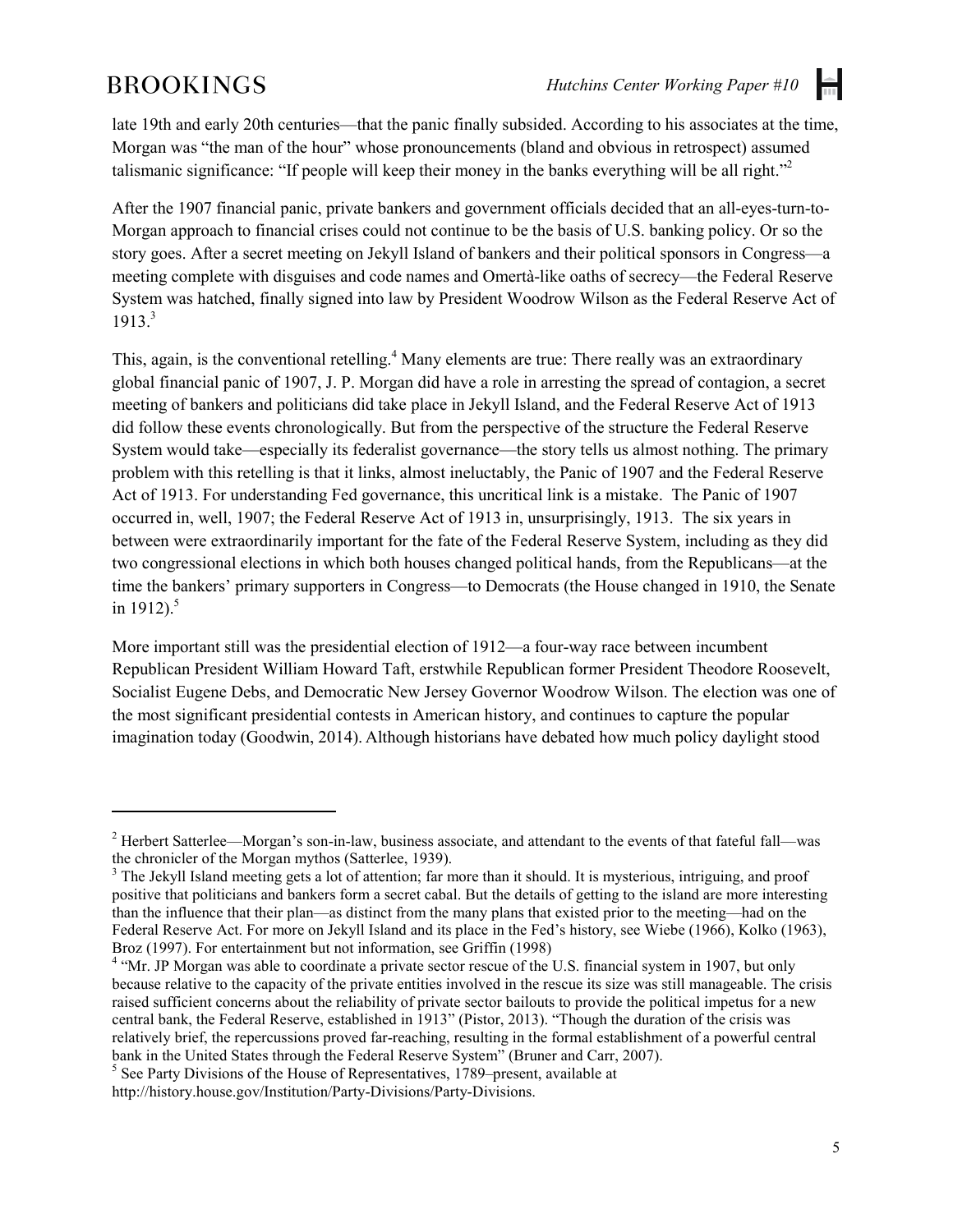late 19th and early 20th centuries—that the panic finally subsided. According to his associates at the time, Morgan was "the man of the hour" whose pronouncements (bland and obvious in retrospect) assumed talismanic significance: "If people will keep their money in the banks everything will be all right."[2]

After the 1907 financial panic, private bankers and government officials decided that an all-eyes-turn-to-Morgan approach to financial crises could not continue to be the basis of U.S. banking policy. Or so the story goes. After a secret meeting on Jekyll Island of bankers and their political sponsors in Congress—a meeting complete with disguises and code names and Omertà-like oaths of secrecy—the Federal Reserve System was hatched, finally signed into law by President Woodrow Wilson as the Federal Reserve Act of 1913.[3]

This, again, is the conventional retelling.[4] Many elements are true: There really was an extraordinary global financial panic of 1907, J. P. Morgan did have a role in arresting the spread of contagion, a secret meeting of bankers and politicians did take place in Jekyll Island, and the Federal Reserve Act of 1913 did follow these events chronologically. But from the perspective of the structure the Federal Reserve System would take—especially its federalist governance—the story tells us almost nothing. The primary problem with this retelling is that it links, almost ineluctably, the Panic of 1907 and the Federal Reserve Act of 1913. For understanding Fed governance, this uncritical link is a mistake. The Panic of 1907 occurred in, well, 1907; the Federal Reserve Act of 1913 in, unsurprisingly, 1913. The six years in between were extraordinarily important for the fate of the Federal Reserve System, including as they did two congressional elections in which both houses changed political hands, from the Republicans—at the time the bankers' primary supporters in Congress—to Democrats (the House changed in 1910, the Senate in 1912).[5]

More important still was the presidential election of 1912—a four-way race between incumbent Republican President William Howard Taft, erstwhile Republican former President Theodore Roosevelt, Socialist Eugene Debs, and Democratic New Jersey Governor Woodrow Wilson. The election was one of the most significant presidential contests in American history, and continues to capture the popular imagination today (Goodwin, 2014). Although historians have debated how much policy daylight stood

---

[2] Herbert Satterlee—Morgan's son-in-law, business associate, and attendant to the events of that fateful fall—was the chronicler of the Morgan mythos (Satterlee, 1939).

[3] The Jekyll Island meeting gets a lot of attention; far more than it should. It is mysterious, intriguing, and proof positive that politicians and bankers form a secret cabal. But the details of getting to the island are more interesting than the influence that their plan—as distinct from the many plans that existed prior to the meeting—had on the Federal Reserve Act. For more on Jekyll Island and its place in the Fed's history, see Wiebe (1966), Kolko (1963), Broz (1997). For entertainment but not information, see Griffin (1998)

[4] "Mr. JP Morgan was able to coordinate a private sector rescue of the U.S. financial system in 1907, but only because relative to the capacity of the private entities involved in the rescue its size was still manageable. The crisis raised sufficient concerns about the reliability of private sector bailouts to provide the political impetus for a new central bank, the Federal Reserve, established in 1913" (Pistor, 2013). "Though the duration of the crisis was relatively brief, the repercussions proved far-reaching, resulting in the formal establishment of a powerful central bank in the United States through the Federal Reserve System" (Bruner and Carr, 2007).

[5] See Party Divisions of the House of Representatives, 1789–present, available at http://history.house.gov/Institution/Party-Divisions/Party-Divisions.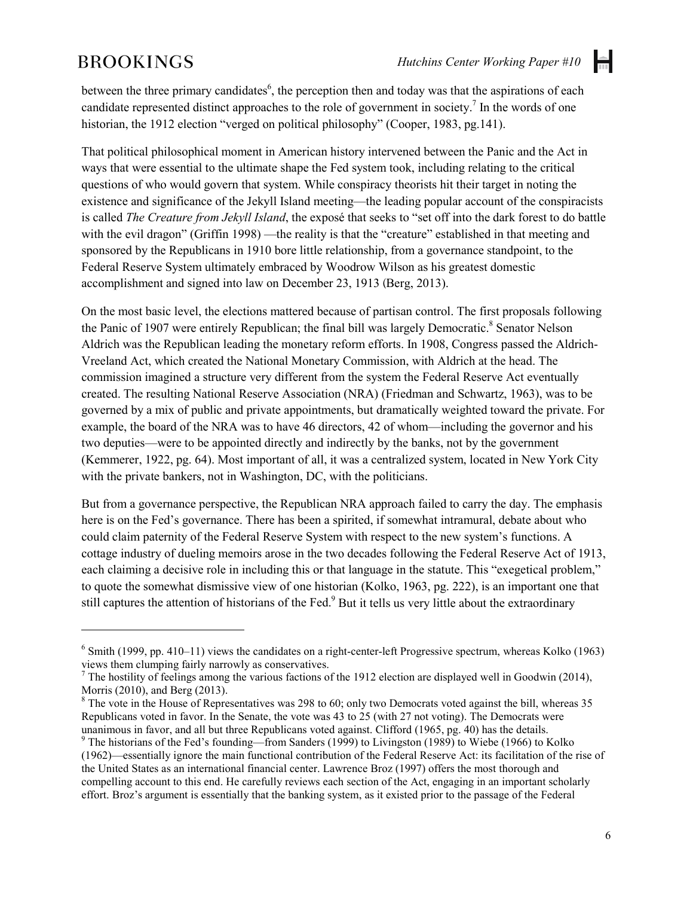between the three primary candidates[6], the perception then and today was that the aspirations of each candidate represented distinct approaches to the role of government in society.[7] In the words of one historian, the 1912 election "verged on political philosophy" (Cooper, 1983, pg.141).

That political philosophical moment in American history intervened between the Panic and the Act in ways that were essential to the ultimate shape the Fed system took, including relating to the critical questions of who would govern that system. While conspiracy theorists hit their target in noting the existence and significance of the Jekyll Island meeting—the leading popular account of the conspiracists is called *The Creature from Jekyll Island*, the exposé that seeks to "set off into the dark forest to do battle with the evil dragon" (Griffin 1998) —the reality is that the "creature" established in that meeting and sponsored by the Republicans in 1910 bore little relationship, from a governance standpoint, to the Federal Reserve System ultimately embraced by Woodrow Wilson as his greatest domestic accomplishment and signed into law on December 23, 1913 (Berg, 2013).

On the most basic level, the elections mattered because of partisan control. The first proposals following the Panic of 1907 were entirely Republican; the final bill was largely Democratic.[8] Senator Nelson Aldrich was the Republican leading the monetary reform efforts. In 1908, Congress passed the Aldrich-Vreeland Act, which created the National Monetary Commission, with Aldrich at the head. The commission imagined a structure very different from the system the Federal Reserve Act eventually created. The resulting National Reserve Association (NRA) (Friedman and Schwartz, 1963), was to be governed by a mix of public and private appointments, but dramatically weighted toward the private. For example, the board of the NRA was to have 46 directors, 42 of whom—including the governor and his two deputies—were to be appointed directly and indirectly by the banks, not by the government (Kemmerer, 1922, pg. 64). Most important of all, it was a centralized system, located in New York City with the private bankers, not in Washington, DC, with the politicians.

But from a governance perspective, the Republican NRA approach failed to carry the day. The emphasis here is on the Fed's governance. There has been a spirited, if somewhat intramural, debate about who could claim paternity of the Federal Reserve System with respect to the new system's functions. A cottage industry of dueling memoirs arose in the two decades following the Federal Reserve Act of 1913, each claiming a decisive role in including this or that language in the statute. This "exegetical problem," to quote the somewhat dismissive view of one historian (Kolko, 1963, pg. 222), is an important one that still captures the attention of historians of the Fed.[9] But it tells us very little about the extraordinary

---

[6] Smith (1999, pp. 410–11) views the candidates on a right-center-left Progressive spectrum, whereas Kolko (1963) views them clumping fairly narrowly as conservatives.

[7] The hostility of feelings among the various factions of the 1912 election are displayed well in Goodwin (2014), Morris (2010), and Berg (2013).

[8] The vote in the House of Representatives was 298 to 60; only two Democrats voted against the bill, whereas 35 Republicans voted in favor. In the Senate, the vote was 43 to 25 (with 27 not voting). The Democrats were unanimous in favor, and all but three Republicans voted against. Clifford (1965, pg. 40) has the details.

[9] The historians of the Fed's founding—from Sanders (1999) to Livingston (1989) to Wiebe (1966) to Kolko (1962)—essentially ignore the main functional contribution of the Federal Reserve Act: its facilitation of the rise of the United States as an international financial center. Lawrence Broz (1997) offers the most thorough and compelling account to this end. He carefully reviews each section of the Act, engaging in an important scholarly effort. Broz's argument is essentially that the banking system, as it existed prior to the passage of the Federal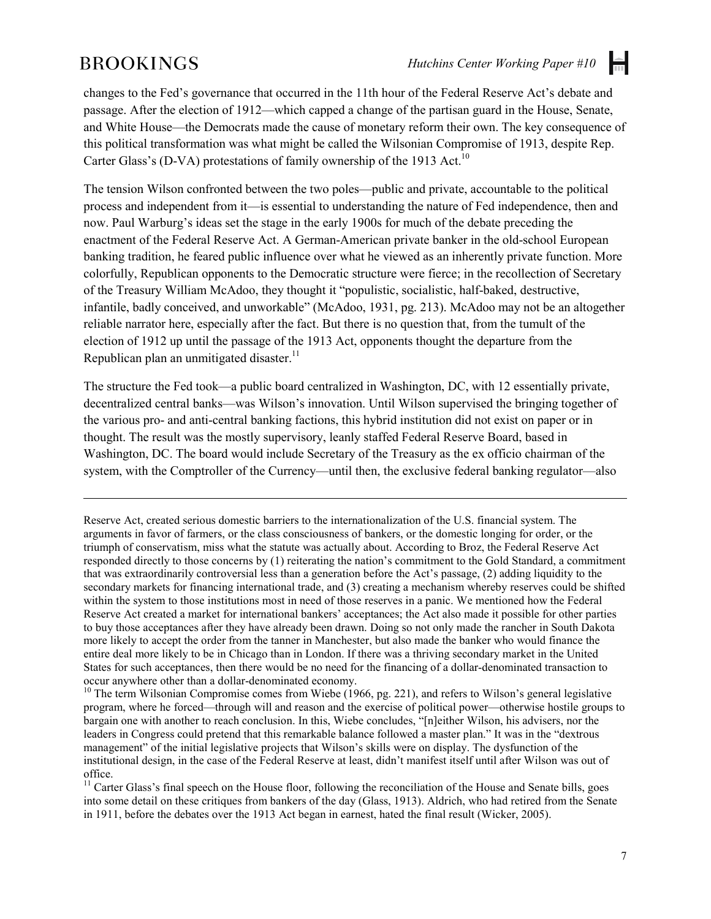changes to the Fed's governance that occurred in the 11th hour of the Federal Reserve Act's debate and passage. After the election of 1912—which capped a change of the partisan guard in the House, Senate, and White House—the Democrats made the cause of monetary reform their own. The key consequence of this political transformation was what might be called the Wilsonian Compromise of 1913, despite Rep. Carter Glass's (D-VA) protestations of family ownership of the 1913 Act.[10]

The tension Wilson confronted between the two poles—public and private, accountable to the political process and independent from it—is essential to understanding the nature of Fed independence, then and now. Paul Warburg's ideas set the stage in the early 1900s for much of the debate preceding the enactment of the Federal Reserve Act. A German-American private banker in the old-school European banking tradition, he feared public influence over what he viewed as an inherently private function. More colorfully, Republican opponents to the Democratic structure were fierce; in the recollection of Secretary of the Treasury William McAdoo, they thought it "populistic, socialistic, half-baked, destructive, infantile, badly conceived, and unworkable" (McAdoo, 1931, pg. 213). McAdoo may not be an altogether reliable narrator here, especially after the fact. But there is no question that, from the tumult of the election of 1912 up until the passage of the 1913 Act, opponents thought the departure from the Republican plan an unmitigated disaster.[11]

The structure the Fed took—a public board centralized in Washington, DC, with 12 essentially private, decentralized central banks—was Wilson's innovation. Until Wilson supervised the bringing together of the various pro- and anti-central banking factions, this hybrid institution did not exist on paper or in thought. The result was the mostly supervisory, leanly staffed Federal Reserve Board, based in Washington, DC. The board would include Secretary of the Treasury as the ex officio chairman of the system, with the Comptroller of the Currency—until then, the exclusive federal banking regulator—also

---

Reserve Act, created serious domestic barriers to the internationalization of the U.S. financial system. The arguments in favor of farmers, or the class consciousness of bankers, or the domestic longing for order, or the triumph of conservatism, miss what the statute was actually about. According to Broz, the Federal Reserve Act responded directly to those concerns by (1) reiterating the nation's commitment to the Gold Standard, a commitment that was extraordinarily controversial less than a generation before the Act's passage, (2) adding liquidity to the secondary markets for financing international trade, and (3) creating a mechanism whereby reserves could be shifted within the system to those institutions most in need of those reserves in a panic. We mentioned how the Federal Reserve Act created a market for international bankers' acceptances; the Act also made it possible for other parties to buy those acceptances after they have already been drawn. Doing so not only made the rancher in South Dakota more likely to accept the order from the tanner in Manchester, but also made the banker who would finance the entire deal more likely to be in Chicago than in London. If there was a thriving secondary market in the United States for such acceptances, then there would be no need for the financing of a dollar-denominated transaction to occur anywhere other than a dollar-denominated economy.

[10] The term Wilsonian Compromise comes from Wiebe (1966, pg. 221), and refers to Wilson's general legislative program, where he forced—through will and reason and the exercise of political power—otherwise hostile groups to bargain one with another to reach conclusion. In this, Wiebe concludes, "[n]either Wilson, his advisers, nor the leaders in Congress could pretend that this remarkable balance followed a master plan." It was in the "dextrous management" of the initial legislative projects that Wilson's skills were on display. The dysfunction of the institutional design, in the case of the Federal Reserve at least, didn't manifest itself until after Wilson was out of office.

[11] Carter Glass's final speech on the House floor, following the reconciliation of the House and Senate bills, goes into some detail on these critiques from bankers of the day (Glass, 1913). Aldrich, who had retired from the Senate in 1911, before the debates over the 1913 Act began in earnest, hated the final result (Wicker, 2005).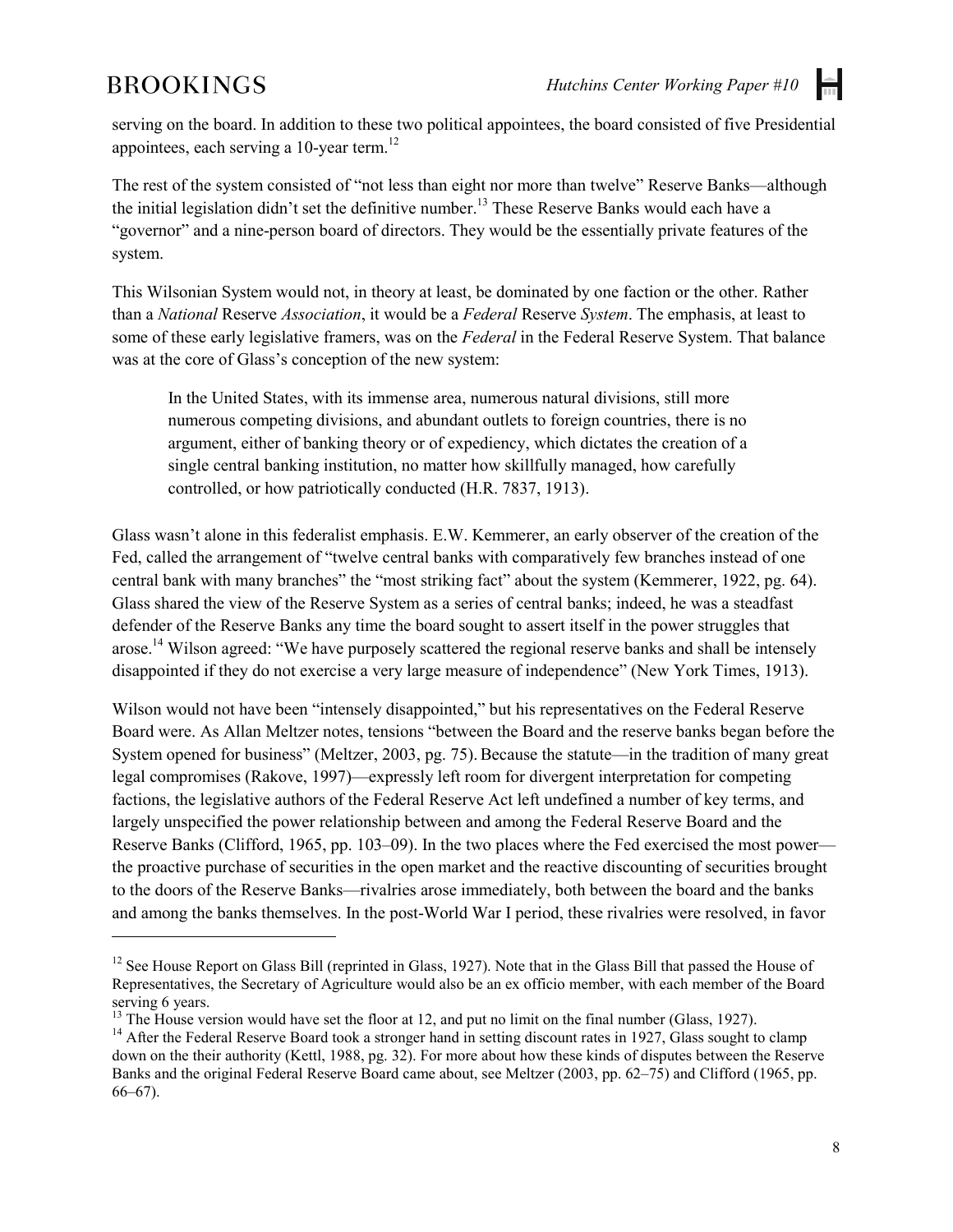serving on the board. In addition to these two political appointees, the board consisted of five Presidential appointees, each serving a 10-year term.[12]

The rest of the system consisted of "not less than eight nor more than twelve" Reserve Banks—although the initial legislation didn't set the definitive number.[13] These Reserve Banks would each have a "governor" and a nine-person board of directors. They would be the essentially private features of the system.

This Wilsonian System would not, in theory at least, be dominated by one faction or the other. Rather than a *National* Reserve *Association*, it would be a *Federal* Reserve *System*. The emphasis, at least to some of these early legislative framers, was on the *Federal* in the Federal Reserve System. That balance was at the core of Glass's conception of the new system:

> In the United States, with its immense area, numerous natural divisions, still more numerous competing divisions, and abundant outlets to foreign countries, there is no argument, either of banking theory or of expediency, which dictates the creation of a single central banking institution, no matter how skillfully managed, how carefully controlled, or how patriotically conducted (H.R. 7837, 1913).

Glass wasn't alone in this federalist emphasis. E.W. Kemmerer, an early observer of the creation of the Fed, called the arrangement of "twelve central banks with comparatively few branches instead of one central bank with many branches" the "most striking fact" about the system (Kemmerer, 1922, pg. 64). Glass shared the view of the Reserve System as a series of central banks; indeed, he was a steadfast defender of the Reserve Banks any time the board sought to assert itself in the power struggles that arose.[14] Wilson agreed: "We have purposely scattered the regional reserve banks and shall be intensely disappointed if they do not exercise a very large measure of independence" (New York Times, 1913).

Wilson would not have been "intensely disappointed," but his representatives on the Federal Reserve Board were. As Allan Meltzer notes, tensions "between the Board and the reserve banks began before the System opened for business" (Meltzer, 2003, pg. 75). Because the statute—in the tradition of many great legal compromises (Rakove, 1997)—expressly left room for divergent interpretation for competing factions, the legislative authors of the Federal Reserve Act left undefined a number of key terms, and largely unspecified the power relationship between and among the Federal Reserve Board and the Reserve Banks (Clifford, 1965, pp. 103–09). In the two places where the Fed exercised the most power—the proactive purchase of securities in the open market and the reactive discounting of securities brought to the doors of the Reserve Banks—rivalries arose immediately, both between the board and the banks and among the banks themselves. In the post-World War I period, these rivalries were resolved, in favor

---

[12] See House Report on Glass Bill (reprinted in Glass, 1927). Note that in the Glass Bill that passed the House of Representatives, the Secretary of Agriculture would also be an ex officio member, with each member of the Board serving 6 years.

[13] The House version would have set the floor at 12, and put no limit on the final number (Glass, 1927).

[14] After the Federal Reserve Board took a stronger hand in setting discount rates in 1927, Glass sought to clamp down on the their authority (Kettl, 1988, pg. 32). For more about how these kinds of disputes between the Reserve Banks and the original Federal Reserve Board came about, see Meltzer (2003, pp. 62–75) and Clifford (1965, pp. 66–67).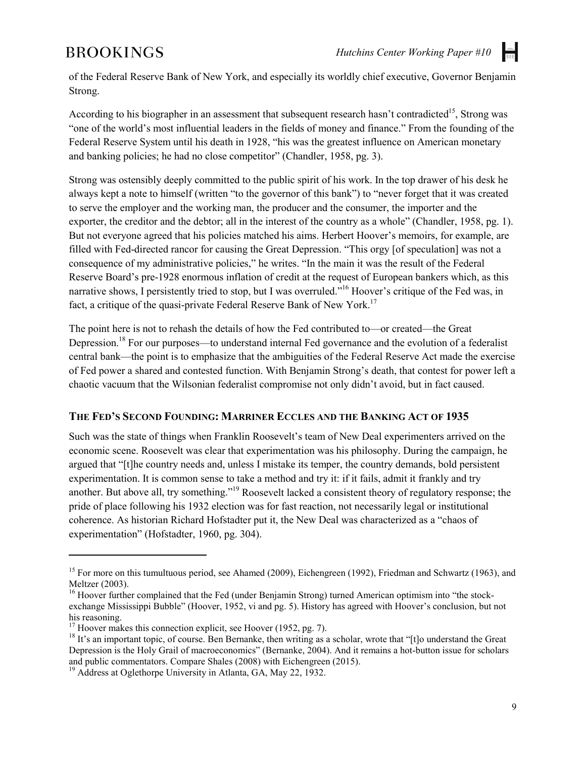of the Federal Reserve Bank of New York, and especially its worldly chief executive, Governor Benjamin Strong.

According to his biographer in an assessment that subsequent research hasn't contradicted[15], Strong was "one of the world's most influential leaders in the fields of money and finance." From the founding of the Federal Reserve System until his death in 1928, "his was the greatest influence on American monetary and banking policies; he had no close competitor" (Chandler, 1958, pg. 3).

Strong was ostensibly deeply committed to the public spirit of his work. In the top drawer of his desk he always kept a note to himself (written "to the governor of this bank") to "never forget that it was created to serve the employer and the working man, the producer and the consumer, the importer and the exporter, the creditor and the debtor; all in the interest of the country as a whole" (Chandler, 1958, pg. 1). But not everyone agreed that his policies matched his aims. Herbert Hoover's memoirs, for example, are filled with Fed-directed rancor for causing the Great Depression. "This orgy [of speculation] was not a consequence of my administrative policies," he writes. "In the main it was the result of the Federal Reserve Board's pre-1928 enormous inflation of credit at the request of European bankers which, as this narrative shows, I persistently tried to stop, but I was overruled."[16] Hoover's critique of the Fed was, in fact, a critique of the quasi-private Federal Reserve Bank of New York.[17]

The point here is not to rehash the details of how the Fed contributed to—or created—the Great Depression.[18] For our purposes—to understand internal Fed governance and the evolution of a federalist central bank—the point is to emphasize that the ambiguities of the Federal Reserve Act made the exercise of Fed power a shared and contested function. With Benjamin Strong's death, that contest for power left a chaotic vacuum that the Wilsonian federalist compromise not only didn't avoid, but in fact caused.

## The Fed's Second Founding: Marriner Eccles and the Banking Act of 1935

Such was the state of things when Franklin Roosevelt's team of New Deal experimenters arrived on the economic scene. Roosevelt was clear that experimentation was his philosophy. During the campaign, he argued that "[t]he country needs and, unless I mistake its temper, the country demands, bold persistent experimentation. It is common sense to take a method and try it: if it fails, admit it frankly and try another. But above all, try something."[19] Roosevelt lacked a consistent theory of regulatory response; the pride of place following his 1932 election was for fast reaction, not necessarily legal or institutional coherence. As historian Richard Hofstadter put it, the New Deal was characterized as a "chaos of experimentation" (Hofstadter, 1960, pg. 304).

---

[15] For more on this tumultuous period, see Ahamed (2009), Eichengreen (1992), Friedman and Schwartz (1963), and Meltzer (2003).

[16] Hoover further complained that the Fed (under Benjamin Strong) turned American optimism into "the stock-exchange Mississippi Bubble" (Hoover, 1952, vi and pg. 5). History has agreed with Hoover's conclusion, but not his reasoning.

[17] Hoover makes this connection explicit, see Hoover (1952, pg. 7).

[18] It's an important topic, of course. Ben Bernanke, then writing as a scholar, wrote that "[t]o understand the Great Depression is the Holy Grail of macroeconomics" (Bernanke, 2004). And it remains a hot-button issue for scholars and public commentators. Compare Shales (2008) with Eichengreen (2015).

[19] Address at Oglethorpe University in Atlanta, GA, May 22, 1932.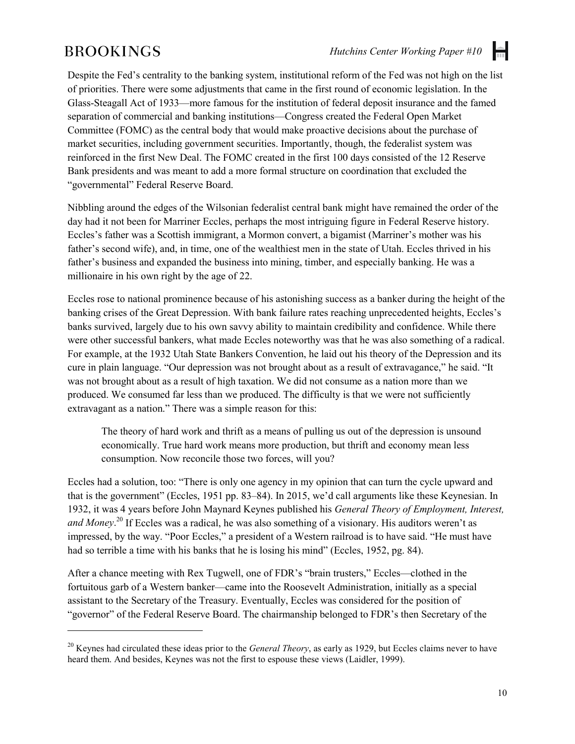Despite the Fed's centrality to the banking system, institutional reform of the Fed was not high on the list of priorities. There were some adjustments that came in the first round of economic legislation. In the Glass-Steagall Act of 1933—more famous for the institution of federal deposit insurance and the famed separation of commercial and banking institutions—Congress created the Federal Open Market Committee (FOMC) as the central body that would make proactive decisions about the purchase of market securities, including government securities. Importantly, though, the federalist system was reinforced in the first New Deal. The FOMC created in the first 100 days consisted of the 12 Reserve Bank presidents and was meant to add a more formal structure on coordination that excluded the "governmental" Federal Reserve Board.

Nibbling around the edges of the Wilsonian federalist central bank might have remained the order of the day had it not been for Marriner Eccles, perhaps the most intriguing figure in Federal Reserve history. Eccles's father was a Scottish immigrant, a Mormon convert, a bigamist (Marriner's mother was his father's second wife), and, in time, one of the wealthiest men in the state of Utah. Eccles thrived in his father's business and expanded the business into mining, timber, and especially banking. He was a millionaire in his own right by the age of 22.

Eccles rose to national prominence because of his astonishing success as a banker during the height of the banking crises of the Great Depression. With bank failure rates reaching unprecedented heights, Eccles's banks survived, largely due to his own savvy ability to maintain credibility and confidence. While there were other successful bankers, what made Eccles noteworthy was that he was also something of a radical. For example, at the 1932 Utah State Bankers Convention, he laid out his theory of the Depression and its cure in plain language. "Our depression was not brought about as a result of extravagance," he said. "It was not brought about as a result of high taxation. We did not consume as a nation more than we produced. We consumed far less than we produced. The difficulty is that we were not sufficiently extravagant as a nation." There was a simple reason for this:

> The theory of hard work and thrift as a means of pulling us out of the depression is unsound economically. True hard work means more production, but thrift and economy mean less consumption. Now reconcile those two forces, will you?

Eccles had a solution, too: "There is only one agency in my opinion that can turn the cycle upward and that is the government" (Eccles, 1951 pp. 83–84). In 2015, we'd call arguments like these Keynesian. In 1932, it was 4 years before John Maynard Keynes published his *General Theory of Employment, Interest, and Money*.[20] If Eccles was a radical, he was also something of a visionary. His auditors weren't as impressed, by the way. "Poor Eccles," a president of a Western railroad is to have said. "He must have had so terrible a time with his banks that he is losing his mind" (Eccles, 1952, pg. 84).

After a chance meeting with Rex Tugwell, one of FDR's "brain trusters," Eccles—clothed in the fortuitous garb of a Western banker—came into the Roosevelt Administration, initially as a special assistant to the Secretary of the Treasury. Eventually, Eccles was considered for the position of "governor" of the Federal Reserve Board. The chairmanship belonged to FDR's then Secretary of the

---

[20] Keynes had circulated these ideas prior to the *General Theory*, as early as 1929, but Eccles claims never to have heard them. And besides, Keynes was not the first to espouse these views (Laidler, 1999).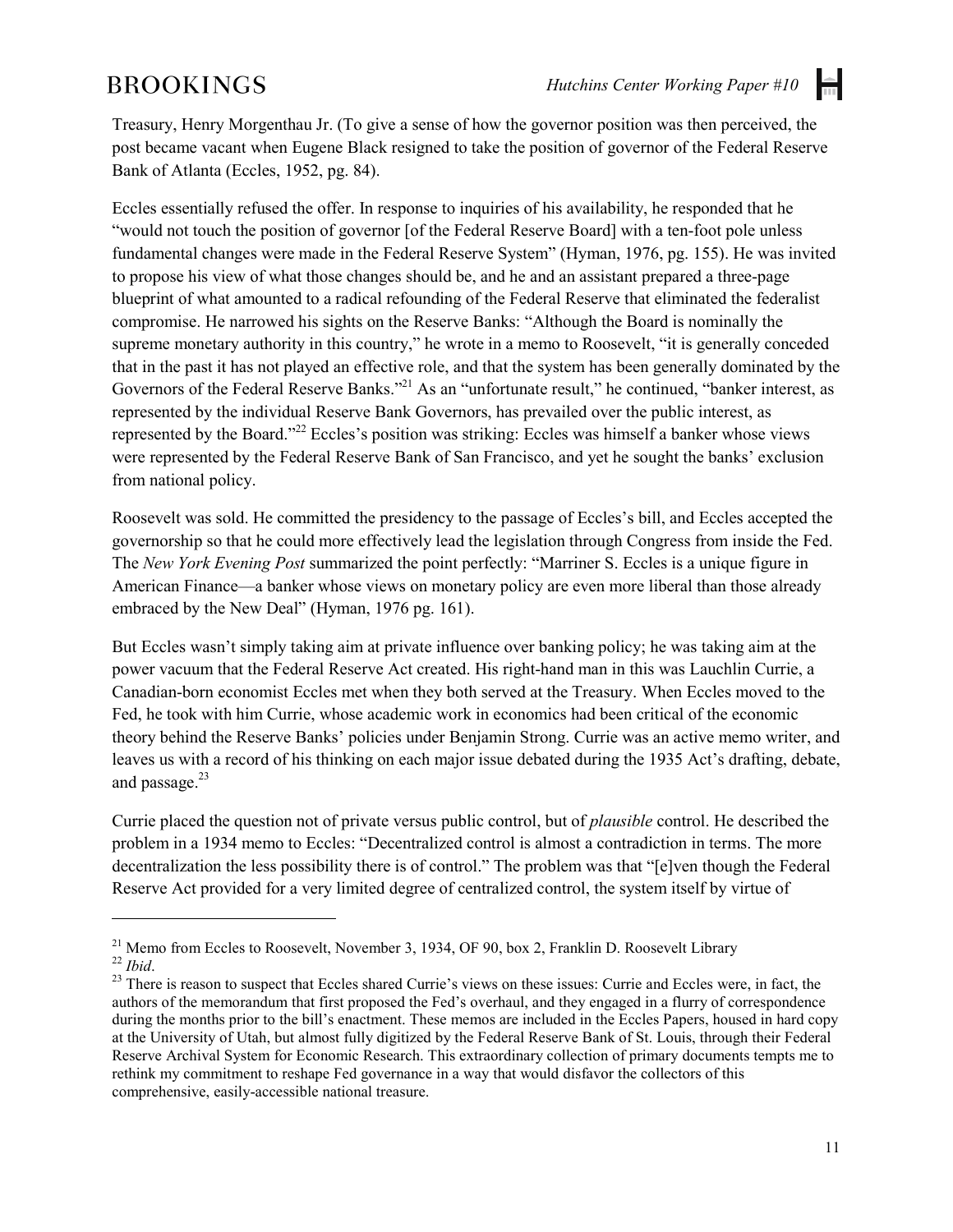Treasury, Henry Morgenthau Jr. (To give a sense of how the governor position was then perceived, the post became vacant when Eugene Black resigned to take the position of governor of the Federal Reserve Bank of Atlanta (Eccles, 1952, pg. 84).

Eccles essentially refused the offer. In response to inquiries of his availability, he responded that he "would not touch the position of governor [of the Federal Reserve Board] with a ten-foot pole unless fundamental changes were made in the Federal Reserve System" (Hyman, 1976, pg. 155). He was invited to propose his view of what those changes should be, and he and an assistant prepared a three-page blueprint of what amounted to a radical refounding of the Federal Reserve that eliminated the federalist compromise. He narrowed his sights on the Reserve Banks: "Although the Board is nominally the supreme monetary authority in this country," he wrote in a memo to Roosevelt, "it is generally conceded that in the past it has not played an effective role, and that the system has been generally dominated by the Governors of the Federal Reserve Banks."[21] As an "unfortunate result," he continued, "banker interest, as represented by the individual Reserve Bank Governors, has prevailed over the public interest, as represented by the Board."[22] Eccles's position was striking: Eccles was himself a banker whose views were represented by the Federal Reserve Bank of San Francisco, and yet he sought the banks' exclusion from national policy.

Roosevelt was sold. He committed the presidency to the passage of Eccles's bill, and Eccles accepted the governorship so that he could more effectively lead the legislation through Congress from inside the Fed. The *New York Evening Post* summarized the point perfectly: "Marriner S. Eccles is a unique figure in American Finance—a banker whose views on monetary policy are even more liberal than those already embraced by the New Deal" (Hyman, 1976 pg. 161).

But Eccles wasn't simply taking aim at private influence over banking policy; he was taking aim at the power vacuum that the Federal Reserve Act created. His right-hand man in this was Lauchlin Currie, a Canadian-born economist Eccles met when they both served at the Treasury. When Eccles moved to the Fed, he took with him Currie, whose academic work in economics had been critical of the economic theory behind the Reserve Banks' policies under Benjamin Strong. Currie was an active memo writer, and leaves us with a record of his thinking on each major issue debated during the 1935 Act's drafting, debate, and passage.[23]

Currie placed the question not of private versus public control, but of *plausible* control. He described the problem in a 1934 memo to Eccles: "Decentralized control is almost a contradiction in terms. The more decentralization the less possibility there is of control." The problem was that "[e]ven though the Federal Reserve Act provided for a very limited degree of centralized control, the system itself by virtue of

---

[21] Memo from Eccles to Roosevelt, November 3, 1934, OF 90, box 2, Franklin D. Roosevelt Library

[22] *Ibid*.

[23] There is reason to suspect that Eccles shared Currie's views on these issues: Currie and Eccles were, in fact, the authors of the memorandum that first proposed the Fed's overhaul, and they engaged in a flurry of correspondence during the months prior to the bill's enactment. These memos are included in the Eccles Papers, housed in hard copy at the University of Utah, but almost fully digitized by the Federal Reserve Bank of St. Louis, through their Federal Reserve Archival System for Economic Research. This extraordinary collection of primary documents tempts me to rethink my commitment to reshape Fed governance in a way that would disfavor the collectors of this comprehensive, easily-accessible national treasure.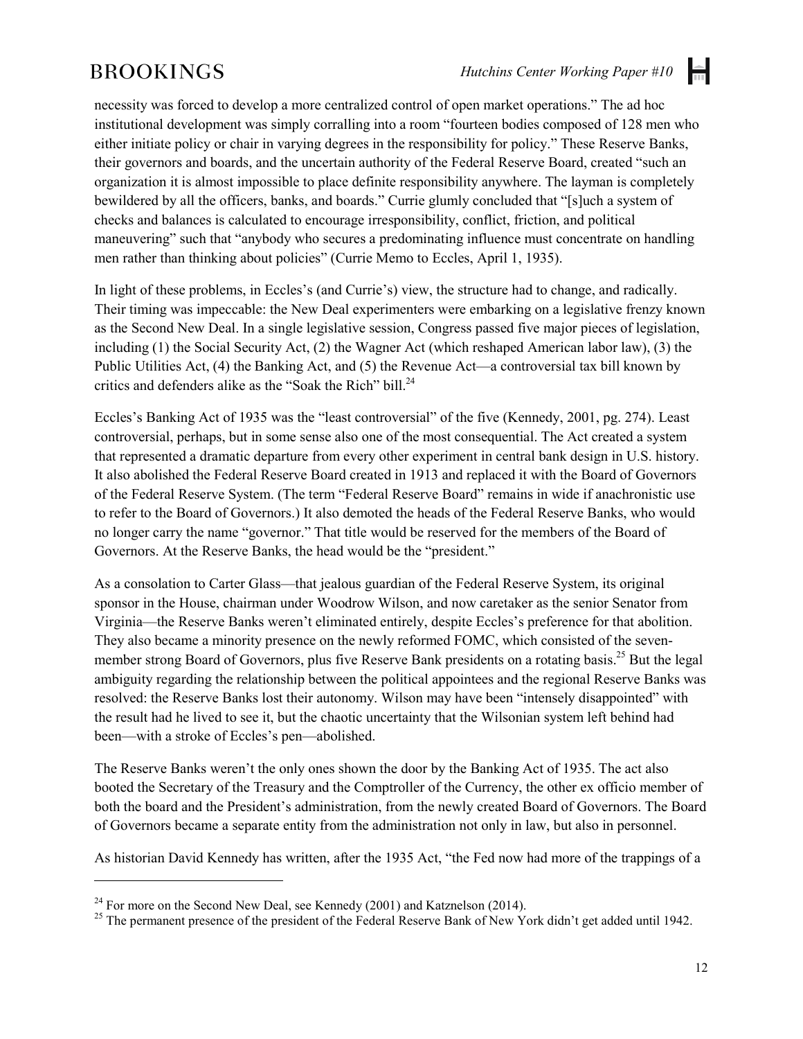necessity was forced to develop a more centralized control of open market operations." The ad hoc institutional development was simply corralling into a room "fourteen bodies composed of 128 men who either initiate policy or chair in varying degrees in the responsibility for policy." These Reserve Banks, their governors and boards, and the uncertain authority of the Federal Reserve Board, created "such an organization it is almost impossible to place definite responsibility anywhere. The layman is completely bewildered by all the officers, banks, and boards." Currie glumly concluded that "[s]uch a system of checks and balances is calculated to encourage irresponsibility, conflict, friction, and political maneuvering" such that "anybody who secures a predominating influence must concentrate on handling men rather than thinking about policies" (Currie Memo to Eccles, April 1, 1935).

In light of these problems, in Eccles's (and Currie's) view, the structure had to change, and radically. Their timing was impeccable: the New Deal experimenters were embarking on a legislative frenzy known as the Second New Deal. In a single legislative session, Congress passed five major pieces of legislation, including (1) the Social Security Act, (2) the Wagner Act (which reshaped American labor law), (3) the Public Utilities Act, (4) the Banking Act, and (5) the Revenue Act—a controversial tax bill known by critics and defenders alike as the "Soak the Rich" bill.[24]

Eccles's Banking Act of 1935 was the "least controversial" of the five (Kennedy, 2001, pg. 274). Least controversial, perhaps, but in some sense also one of the most consequential. The Act created a system that represented a dramatic departure from every other experiment in central bank design in U.S. history. It also abolished the Federal Reserve Board created in 1913 and replaced it with the Board of Governors of the Federal Reserve System. (The term "Federal Reserve Board" remains in wide if anachronistic use to refer to the Board of Governors.) It also demoted the heads of the Federal Reserve Banks, who would no longer carry the name "governor." That title would be reserved for the members of the Board of Governors. At the Reserve Banks, the head would be the "president."

As a consolation to Carter Glass—that jealous guardian of the Federal Reserve System, its original sponsor in the House, chairman under Woodrow Wilson, and now caretaker as the senior Senator from Virginia—the Reserve Banks weren't eliminated entirely, despite Eccles's preference for that abolition. They also became a minority presence on the newly reformed FOMC, which consisted of the seven-member strong Board of Governors, plus five Reserve Bank presidents on a rotating basis.[25] But the legal ambiguity regarding the relationship between the political appointees and the regional Reserve Banks was resolved: the Reserve Banks lost their autonomy. Wilson may have been "intensely disappointed" with the result had he lived to see it, but the chaotic uncertainty that the Wilsonian system left behind had been—with a stroke of Eccles's pen—abolished.

The Reserve Banks weren't the only ones shown the door by the Banking Act of 1935. The act also booted the Secretary of the Treasury and the Comptroller of the Currency, the other ex officio member of both the board and the President's administration, from the newly created Board of Governors. The Board of Governors became a separate entity from the administration not only in law, but also in personnel.

As historian David Kennedy has written, after the 1935 Act, "the Fed now had more of the trappings of a

---

[24] For more on the Second New Deal, see Kennedy (2001) and Katznelson (2014).

[25] The permanent presence of the president of the Federal Reserve Bank of New York didn't get added until 1942.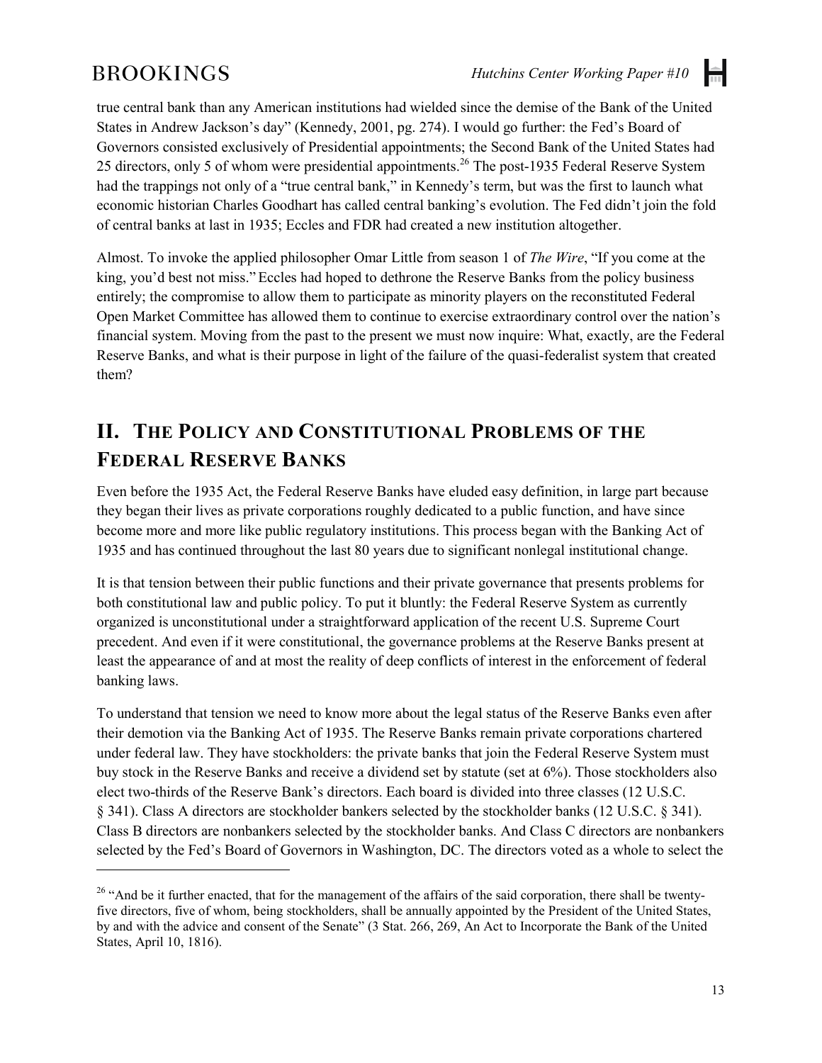true central bank than any American institutions had wielded since the demise of the Bank of the United States in Andrew Jackson's day" (Kennedy, 2001, pg. 274). I would go further: the Fed's Board of Governors consisted exclusively of Presidential appointments; the Second Bank of the United States had 25 directors, only 5 of whom were presidential appointments.[26] The post-1935 Federal Reserve System had the trappings not only of a "true central bank," in Kennedy's term, but was the first to launch what economic historian Charles Goodhart has called central banking's evolution. The Fed didn't join the fold of central banks at last in 1935; Eccles and FDR had created a new institution altogether.

Almost. To invoke the applied philosopher Omar Little from season 1 of *The Wire*, "If you come at the king, you'd best not miss." Eccles had hoped to dethrone the Reserve Banks from the policy business entirely; the compromise to allow them to participate as minority players on the reconstituted Federal Open Market Committee has allowed them to continue to exercise extraordinary control over the nation's financial system. Moving from the past to the present we must now inquire: What, exactly, are the Federal Reserve Banks, and what is their purpose in light of the failure of the quasi-federalist system that created them?

## II. The Policy and Constitutional Problems of the Federal Reserve Banks

Even before the 1935 Act, the Federal Reserve Banks have eluded easy definition, in large part because they began their lives as private corporations roughly dedicated to a public function, and have since become more and more like public regulatory institutions. This process began with the Banking Act of 1935 and has continued throughout the last 80 years due to significant nonlegal institutional change.

It is that tension between their public functions and their private governance that presents problems for both constitutional law and public policy. To put it bluntly: the Federal Reserve System as currently organized is unconstitutional under a straightforward application of the recent U.S. Supreme Court precedent. And even if it were constitutional, the governance problems at the Reserve Banks present at least the appearance of and at most the reality of deep conflicts of interest in the enforcement of federal banking laws.

To understand that tension we need to know more about the legal status of the Reserve Banks even after their demotion via the Banking Act of 1935. The Reserve Banks remain private corporations chartered under federal law. They have stockholders: the private banks that join the Federal Reserve System must buy stock in the Reserve Banks and receive a dividend set by statute (set at 6%). Those stockholders also elect two-thirds of the Reserve Bank's directors. Each board is divided into three classes (12 U.S.C. § 341). Class A directors are stockholder bankers selected by the stockholder banks (12 U.S.C. § 341). Class B directors are nonbankers selected by the stockholder banks. And Class C directors are nonbankers selected by the Fed's Board of Governors in Washington, DC. The directors voted as a whole to select the

---

[26] "And be it further enacted, that for the management of the affairs of the said corporation, there shall be twenty-five directors, five of whom, being stockholders, shall be annually appointed by the President of the United States, by and with the advice and consent of the Senate" (3 Stat. 266, 269, An Act to Incorporate the Bank of the United States, April 10, 1816).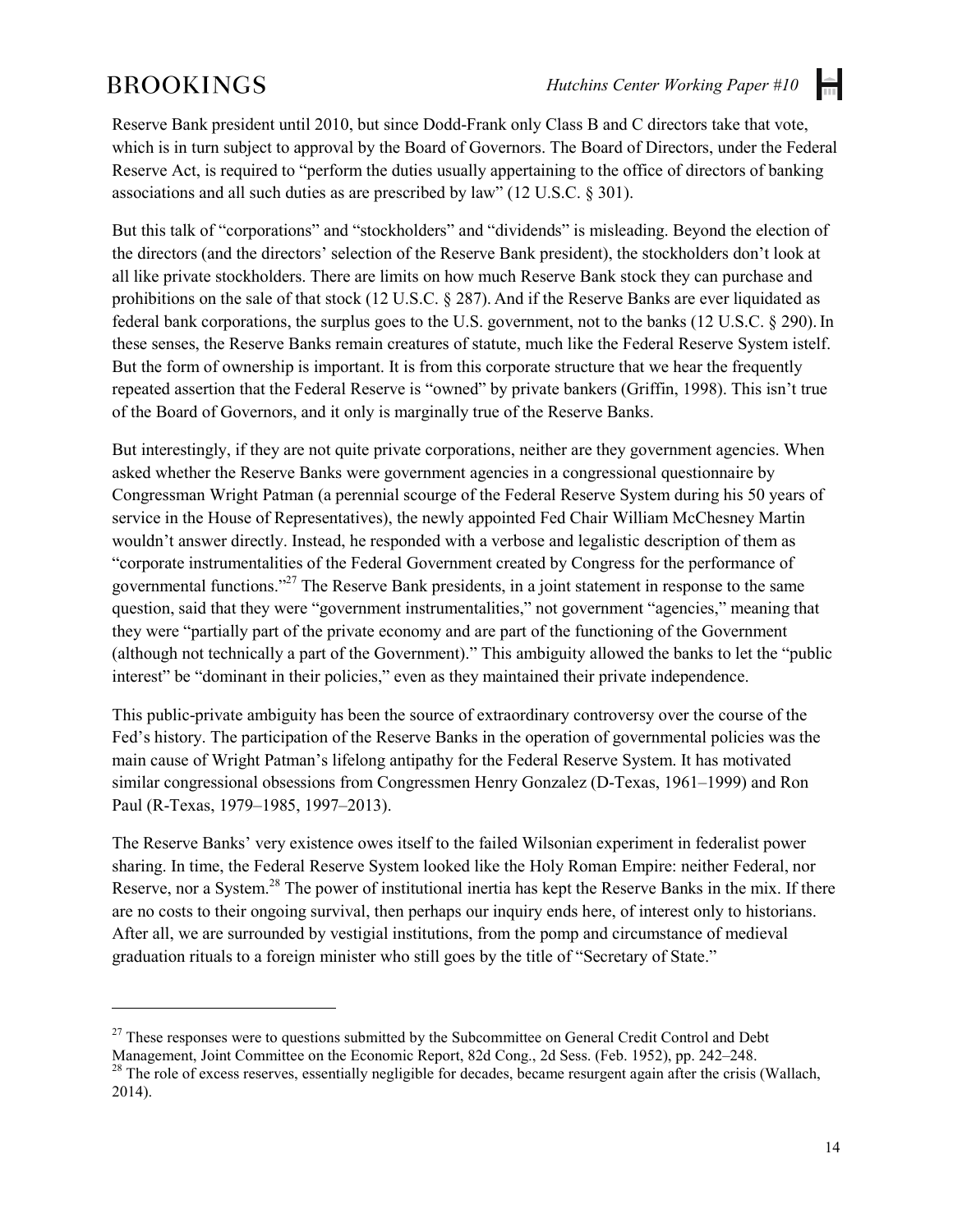Reserve Bank president until 2010, but since Dodd-Frank only Class B and C directors take that vote, which is in turn subject to approval by the Board of Governors. The Board of Directors, under the Federal Reserve Act, is required to "perform the duties usually appertaining to the office of directors of banking associations and all such duties as are prescribed by law" (12 U.S.C. § 301).

But this talk of "corporations" and "stockholders" and "dividends" is misleading. Beyond the election of the directors (and the directors' selection of the Reserve Bank president), the stockholders don't look at all like private stockholders. There are limits on how much Reserve Bank stock they can purchase and prohibitions on the sale of that stock (12 U.S.C. § 287). And if the Reserve Banks are ever liquidated as federal bank corporations, the surplus goes to the U.S. government, not to the banks (12 U.S.C. § 290). In these senses, the Reserve Banks remain creatures of statute, much like the Federal Reserve System istelf. But the form of ownership is important. It is from this corporate structure that we hear the frequently repeated assertion that the Federal Reserve is "owned" by private bankers (Griffin, 1998). This isn't true of the Board of Governors, and it only is marginally true of the Reserve Banks.

But interestingly, if they are not quite private corporations, neither are they government agencies. When asked whether the Reserve Banks were government agencies in a congressional questionnaire by Congressman Wright Patman (a perennial scourge of the Federal Reserve System during his 50 years of service in the House of Representatives), the newly appointed Fed Chair William McChesney Martin wouldn't answer directly. Instead, he responded with a verbose and legalistic description of them as "corporate instrumentalities of the Federal Government created by Congress for the performance of governmental functions."[27] The Reserve Bank presidents, in a joint statement in response to the same question, said that they were "government instrumentalities," not government "agencies," meaning that they were "partially part of the private economy and are part of the functioning of the Government (although not technically a part of the Government)." This ambiguity allowed the banks to let the "public interest" be "dominant in their policies," even as they maintained their private independence.

This public-private ambiguity has been the source of extraordinary controversy over the course of the Fed's history. The participation of the Reserve Banks in the operation of governmental policies was the main cause of Wright Patman's lifelong antipathy for the Federal Reserve System. It has motivated similar congressional obsessions from Congressmen Henry Gonzalez (D-Texas, 1961–1999) and Ron Paul (R-Texas, 1979–1985, 1997–2013).

The Reserve Banks' very existence owes itself to the failed Wilsonian experiment in federalist power sharing. In time, the Federal Reserve System looked like the Holy Roman Empire: neither Federal, nor Reserve, nor a System.[28] The power of institutional inertia has kept the Reserve Banks in the mix. If there are no costs to their ongoing survival, then perhaps our inquiry ends here, of interest only to historians. After all, we are surrounded by vestigial institutions, from the pomp and circumstance of medieval graduation rituals to a foreign minister who still goes by the title of "Secretary of State."

---

[27] These responses were to questions submitted by the Subcommittee on General Credit Control and Debt Management, Joint Committee on the Economic Report, 82d Cong., 2d Sess. (Feb. 1952), pp. 242–248.

[28] The role of excess reserves, essentially negligible for decades, became resurgent again after the crisis (Wallach, 2014).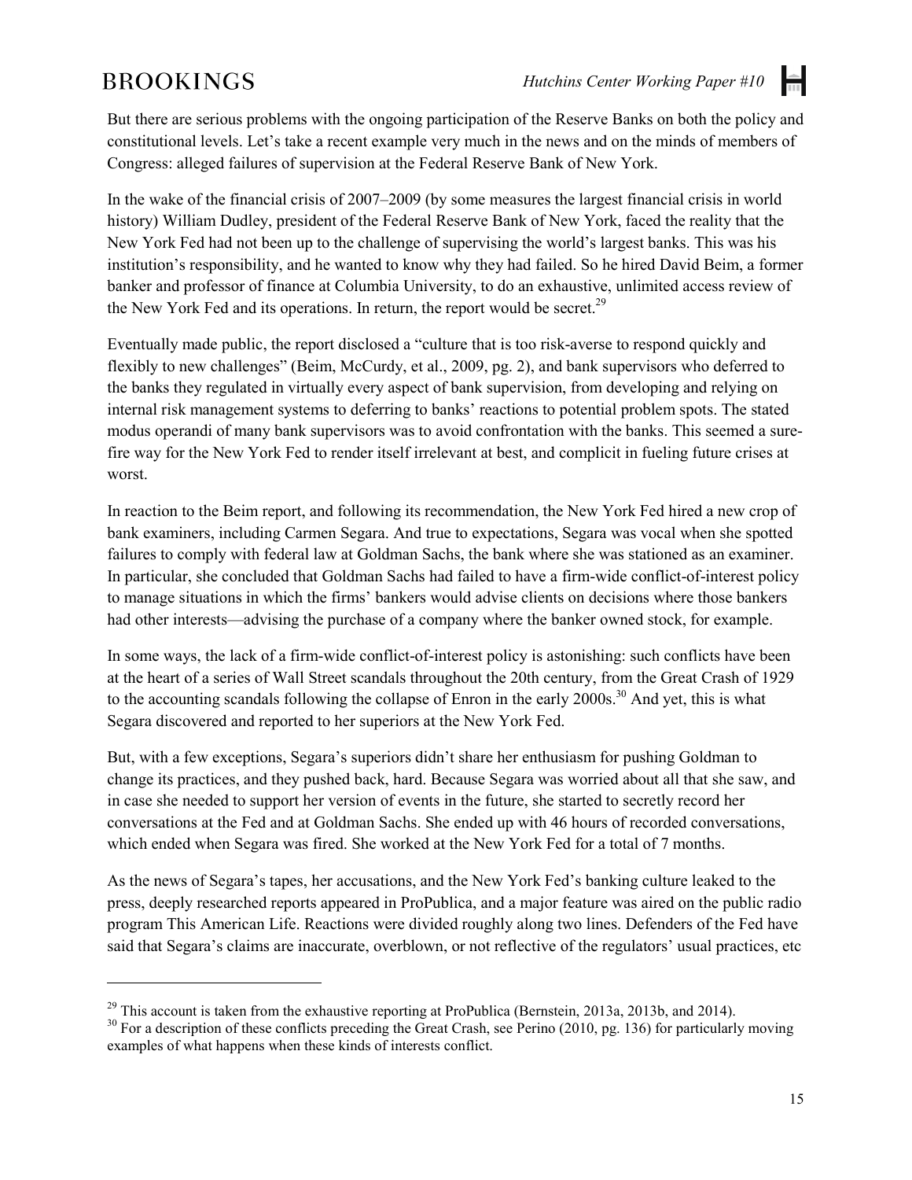But there are serious problems with the ongoing participation of the Reserve Banks on both the policy and constitutional levels. Let's take a recent example very much in the news and on the minds of members of Congress: alleged failures of supervision at the Federal Reserve Bank of New York.

In the wake of the financial crisis of 2007–2009 (by some measures the largest financial crisis in world history) William Dudley, president of the Federal Reserve Bank of New York, faced the reality that the New York Fed had not been up to the challenge of supervising the world's largest banks. This was his institution's responsibility, and he wanted to know why they had failed. So he hired David Beim, a former banker and professor of finance at Columbia University, to do an exhaustive, unlimited access review of the New York Fed and its operations. In return, the report would be secret.[29]

Eventually made public, the report disclosed a "culture that is too risk-averse to respond quickly and flexibly to new challenges" (Beim, McCurdy, et al., 2009, pg. 2), and bank supervisors who deferred to the banks they regulated in virtually every aspect of bank supervision, from developing and relying on internal risk management systems to deferring to banks' reactions to potential problem spots. The stated modus operandi of many bank supervisors was to avoid confrontation with the banks. This seemed a sure-fire way for the New York Fed to render itself irrelevant at best, and complicit in fueling future crises at worst.

In reaction to the Beim report, and following its recommendation, the New York Fed hired a new crop of bank examiners, including Carmen Segara. And true to expectations, Segara was vocal when she spotted failures to comply with federal law at Goldman Sachs, the bank where she was stationed as an examiner. In particular, she concluded that Goldman Sachs had failed to have a firm-wide conflict-of-interest policy to manage situations in which the firms' bankers would advise clients on decisions where those bankers had other interests—advising the purchase of a company where the banker owned stock, for example.

In some ways, the lack of a firm-wide conflict-of-interest policy is astonishing: such conflicts have been at the heart of a series of Wall Street scandals throughout the 20th century, from the Great Crash of 1929 to the accounting scandals following the collapse of Enron in the early 2000s.[30] And yet, this is what Segara discovered and reported to her superiors at the New York Fed.

But, with a few exceptions, Segara's superiors didn't share her enthusiasm for pushing Goldman to change its practices, and they pushed back, hard. Because Segara was worried about all that she saw, and in case she needed to support her version of events in the future, she started to secretly record her conversations at the Fed and at Goldman Sachs. She ended up with 46 hours of recorded conversations, which ended when Segara was fired. She worked at the New York Fed for a total of 7 months.

As the news of Segara's tapes, her accusations, and the New York Fed's banking culture leaked to the press, deeply researched reports appeared in ProPublica, and a major feature was aired on the public radio program This American Life. Reactions were divided roughly along two lines. Defenders of the Fed have said that Segara's claims are inaccurate, overblown, or not reflective of the regulators' usual practices, etc

---

[29] This account is taken from the exhaustive reporting at ProPublica (Bernstein, 2013a, 2013b, and 2014).

[30] For a description of these conflicts preceding the Great Crash, see Perino (2010, pg. 136) for particularly moving examples of what happens when these kinds of interests conflict.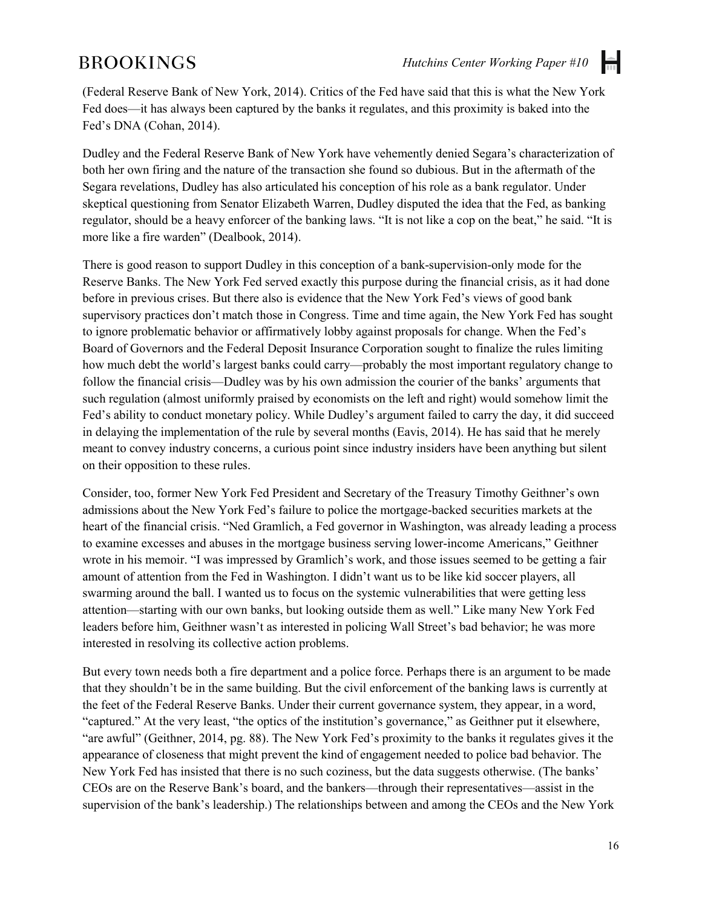(Federal Reserve Bank of New York, 2014). Critics of the Fed have said that this is what the New York Fed does—it has always been captured by the banks it regulates, and this proximity is baked into the Fed's DNA (Cohan, 2014).

Dudley and the Federal Reserve Bank of New York have vehemently denied Segara's characterization of both her own firing and the nature of the transaction she found so dubious. But in the aftermath of the Segara revelations, Dudley has also articulated his conception of his role as a bank regulator. Under skeptical questioning from Senator Elizabeth Warren, Dudley disputed the idea that the Fed, as banking regulator, should be a heavy enforcer of the banking laws. "It is not like a cop on the beat," he said. "It is more like a fire warden" (Dealbook, 2014).

There is good reason to support Dudley in this conception of a bank-supervision-only mode for the Reserve Banks. The New York Fed served exactly this purpose during the financial crisis, as it had done before in previous crises. But there also is evidence that the New York Fed's views of good bank supervisory practices don't match those in Congress. Time and time again, the New York Fed has sought to ignore problematic behavior or affirmatively lobby against proposals for change. When the Fed's Board of Governors and the Federal Deposit Insurance Corporation sought to finalize the rules limiting how much debt the world's largest banks could carry—probably the most important regulatory change to follow the financial crisis—Dudley was by his own admission the courier of the banks' arguments that such regulation (almost uniformly praised by economists on the left and right) would somehow limit the Fed's ability to conduct monetary policy. While Dudley's argument failed to carry the day, it did succeed in delaying the implementation of the rule by several months (Eavis, 2014). He has said that he merely meant to convey industry concerns, a curious point since industry insiders have been anything but silent on their opposition to these rules.

Consider, too, former New York Fed President and Secretary of the Treasury Timothy Geithner's own admissions about the New York Fed's failure to police the mortgage-backed securities markets at the heart of the financial crisis. "Ned Gramlich, a Fed governor in Washington, was already leading a process to examine excesses and abuses in the mortgage business serving lower-income Americans," Geithner wrote in his memoir. "I was impressed by Gramlich's work, and those issues seemed to be getting a fair amount of attention from the Fed in Washington. I didn't want us to be like kid soccer players, all swarming around the ball. I wanted us to focus on the systemic vulnerabilities that were getting less attention—starting with our own banks, but looking outside them as well." Like many New York Fed leaders before him, Geithner wasn't as interested in policing Wall Street's bad behavior; he was more interested in resolving its collective action problems.

But every town needs both a fire department and a police force. Perhaps there is an argument to be made that they shouldn't be in the same building. But the civil enforcement of the banking laws is currently at the feet of the Federal Reserve Banks. Under their current governance system, they appear, in a word, "captured." At the very least, "the optics of the institution's governance," as Geithner put it elsewhere, "are awful" (Geithner, 2014, pg. 88). The New York Fed's proximity to the banks it regulates gives it the appearance of closeness that might prevent the kind of engagement needed to police bad behavior. The New York Fed has insisted that there is no such coziness, but the data suggests otherwise. (The banks' CEOs are on the Reserve Bank's board, and the bankers—through their representatives—assist in the supervision of the bank's leadership.) The relationships between and among the CEOs and the New York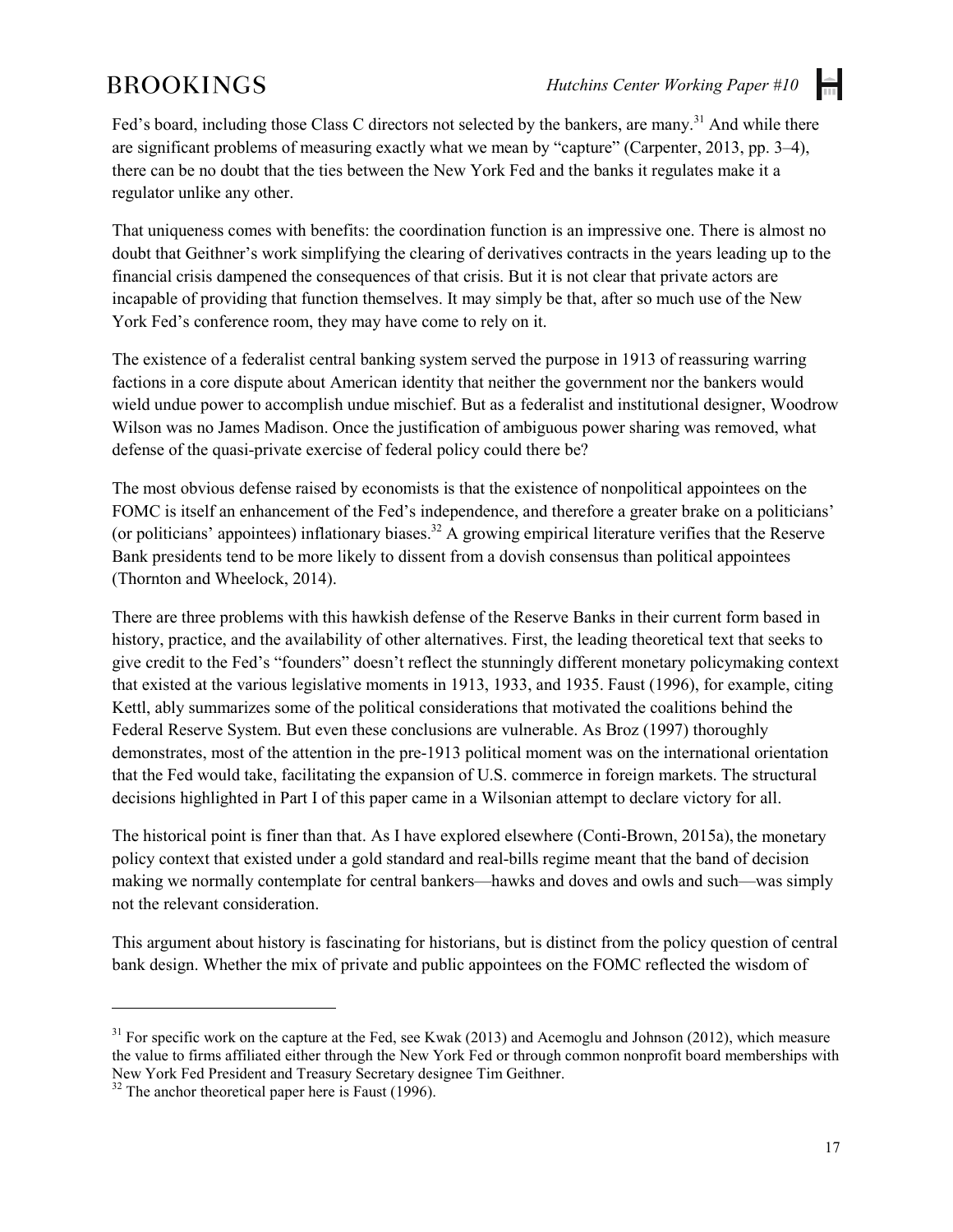Fed's board, including those Class C directors not selected by the bankers, are many.[31] And while there are significant problems of measuring exactly what we mean by "capture" (Carpenter, 2013, pp. 3–4), there can be no doubt that the ties between the New York Fed and the banks it regulates make it a regulator unlike any other.

That uniqueness comes with benefits: the coordination function is an impressive one. There is almost no doubt that Geithner's work simplifying the clearing of derivatives contracts in the years leading up to the financial crisis dampened the consequences of that crisis. But it is not clear that private actors are incapable of providing that function themselves. It may simply be that, after so much use of the New York Fed's conference room, they may have come to rely on it.

The existence of a federalist central banking system served the purpose in 1913 of reassuring warring factions in a core dispute about American identity that neither the government nor the bankers would wield undue power to accomplish undue mischief. But as a federalist and institutional designer, Woodrow Wilson was no James Madison. Once the justification of ambiguous power sharing was removed, what defense of the quasi-private exercise of federal policy could there be?

The most obvious defense raised by economists is that the existence of nonpolitical appointees on the FOMC is itself an enhancement of the Fed's independence, and therefore a greater brake on a politicians' (or politicians' appointees) inflationary biases.[32] A growing empirical literature verifies that the Reserve Bank presidents tend to be more likely to dissent from a dovish consensus than political appointees (Thornton and Wheelock, 2014).

There are three problems with this hawkish defense of the Reserve Banks in their current form based in history, practice, and the availability of other alternatives. First, the leading theoretical text that seeks to give credit to the Fed's "founders" doesn't reflect the stunningly different monetary policymaking context that existed at the various legislative moments in 1913, 1933, and 1935. Faust (1996), for example, citing Kettl, ably summarizes some of the political considerations that motivated the coalitions behind the Federal Reserve System. But even these conclusions are vulnerable. As Broz (1997) thoroughly demonstrates, most of the attention in the pre-1913 political moment was on the international orientation that the Fed would take, facilitating the expansion of U.S. commerce in foreign markets. The structural decisions highlighted in Part I of this paper came in a Wilsonian attempt to declare victory for all.

The historical point is finer than that. As I have explored elsewhere (Conti-Brown, 2015a), the monetary policy context that existed under a gold standard and real-bills regime meant that the band of decision making we normally contemplate for central bankers—hawks and doves and owls and such—was simply not the relevant consideration.

This argument about history is fascinating for historians, but is distinct from the policy question of central bank design. Whether the mix of private and public appointees on the FOMC reflected the wisdom of

---

[31] For specific work on the capture at the Fed, see Kwak (2013) and Acemoglu and Johnson (2012), which measure the value to firms affiliated either through the New York Fed or through common nonprofit board memberships with New York Fed President and Treasury Secretary designee Tim Geithner.

[32] The anchor theoretical paper here is Faust (1996).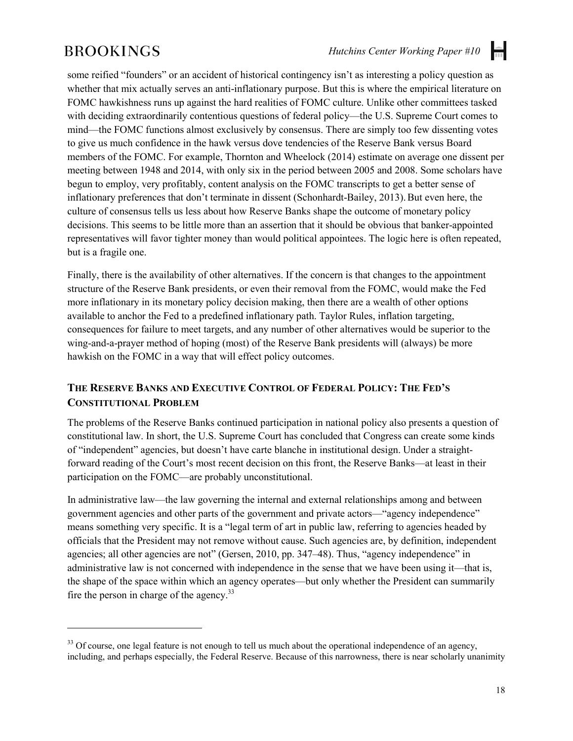some reified "founders" or an accident of historical contingency isn't as interesting a policy question as whether that mix actually serves an anti-inflationary purpose. But this is where the empirical literature on FOMC hawkishness runs up against the hard realities of FOMC culture. Unlike other committees tasked with deciding extraordinarily contentious questions of federal policy—the U.S. Supreme Court comes to mind—the FOMC functions almost exclusively by consensus. There are simply too few dissenting votes to give us much confidence in the hawk versus dove tendencies of the Reserve Bank versus Board members of the FOMC. For example, Thornton and Wheelock (2014) estimate on average one dissent per meeting between 1948 and 2014, with only six in the period between 2005 and 2008. Some scholars have begun to employ, very profitably, content analysis on the FOMC transcripts to get a better sense of inflationary preferences that don't terminate in dissent (Schonhardt-Bailey, 2013). But even here, the culture of consensus tells us less about how Reserve Banks shape the outcome of monetary policy decisions. This seems to be little more than an assertion that it should be obvious that banker-appointed representatives will favor tighter money than would political appointees. The logic here is often repeated, but is a fragile one.

Finally, there is the availability of other alternatives. If the concern is that changes to the appointment structure of the Reserve Bank presidents, or even their removal from the FOMC, would make the Fed more inflationary in its monetary policy decision making, then there are a wealth of other options available to anchor the Fed to a predefined inflationary path. Taylor Rules, inflation targeting, consequences for failure to meet targets, and any number of other alternatives would be superior to the wing-and-a-prayer method of hoping (most) of the Reserve Bank presidents will (always) be more hawkish on the FOMC in a way that will effect policy outcomes.

## The Reserve Banks and Executive Control of Federal Policy: The Fed's Constitutional Problem

The problems of the Reserve Banks continued participation in national policy also presents a question of constitutional law. In short, the U.S. Supreme Court has concluded that Congress can create some kinds of "independent" agencies, but doesn't have carte blanche in institutional design. Under a straight-forward reading of the Court's most recent decision on this front, the Reserve Banks—at least in their participation on the FOMC—are probably unconstitutional.

In administrative law—the law governing the internal and external relationships among and between government agencies and other parts of the government and private actors—"agency independence" means something very specific. It is a "legal term of art in public law, referring to agencies headed by officials that the President may not remove without cause. Such agencies are, by definition, independent agencies; all other agencies are not" (Gersen, 2010, pp. 347–48). Thus, "agency independence" in administrative law is not concerned with independence in the sense that we have been using it—that is, the shape of the space within which an agency operates—but only whether the President can summarily fire the person in charge of the agency.[33]

[33] Of course, one legal feature is not enough to tell us much about the operational independence of an agency, including, and perhaps especially, the Federal Reserve. Because of this narrowness, there is near scholarly unanimity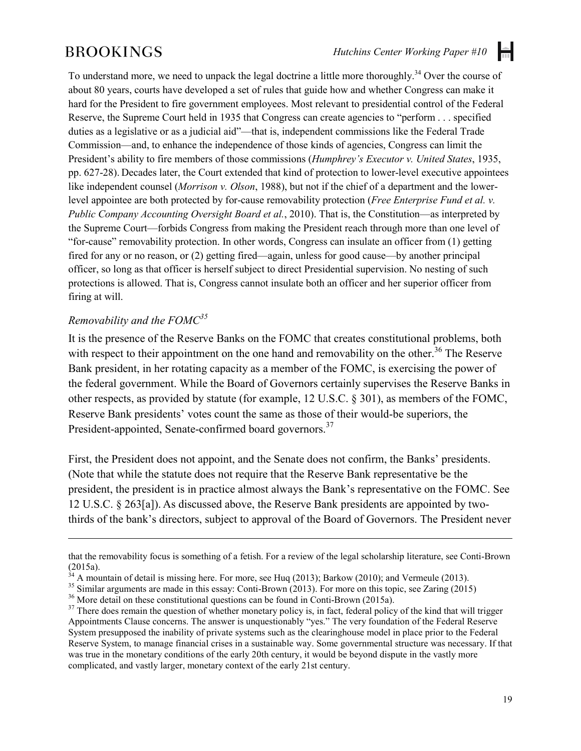To understand more, we need to unpack the legal doctrine a little more thoroughly.[34] Over the course of about 80 years, courts have developed a set of rules that guide how and whether Congress can make it hard for the President to fire government employees. Most relevant to presidential control of the Federal Reserve, the Supreme Court held in 1935 that Congress can create agencies to "perform . . . specified duties as a legislative or as a judicial aid"—that is, independent commissions like the Federal Trade Commission—and, to enhance the independence of those kinds of agencies, Congress can limit the President's ability to fire members of those commissions (*Humphrey's Executor v. United States*, 1935, pp. 627-28). Decades later, the Court extended that kind of protection to lower-level executive appointees like independent counsel (*Morrison v. Olson*, 1988), but not if the chief of a department and the lower-level appointee are both protected by for-cause removability protection (*Free Enterprise Fund et al. v. Public Company Accounting Oversight Board et al.*, 2010). That is, the Constitution—as interpreted by the Supreme Court—forbids Congress from making the President reach through more than one level of "for-cause" removability protection. In other words, Congress can insulate an officer from (1) getting fired for any or no reason, or (2) getting fired—again, unless for good cause—by another principal officer, so long as that officer is herself subject to direct Presidential supervision. No nesting of such protections is allowed. That is, Congress cannot insulate both an officer and her superior officer from firing at will.

### *Removability and the FOMC*[35]

It is the presence of the Reserve Banks on the FOMC that creates constitutional problems, both with respect to their appointment on the one hand and removability on the other.[36] The Reserve Bank president, in her rotating capacity as a member of the FOMC, is exercising the power of the federal government. While the Board of Governors certainly supervises the Reserve Banks in other respects, as provided by statute (for example, 12 U.S.C. § 301), as members of the FOMC, Reserve Bank presidents' votes count the same as those of their would-be superiors, the President-appointed, Senate-confirmed board governors.[37]

First, the President does not appoint, and the Senate does not confirm, the Banks' presidents. (Note that while the statute does not require that the Reserve Bank representative be the president, the president is in practice almost always the Bank's representative on the FOMC. See 12 U.S.C. § 263[a]). As discussed above, the Reserve Bank presidents are appointed by two-thirds of the bank's directors, subject to approval of the Board of Governors. The President never

---

that the removability focus is something of a fetish. For a review of the legal scholarship literature, see Conti-Brown (2015a).

[34] A mountain of detail is missing here. For more, see Huq (2013); Barkow (2010); and Vermeule (2013).

[35] Similar arguments are made in this essay: Conti-Brown (2013). For more on this topic, see Zaring (2015)

[36] More detail on these constitutional questions can be found in Conti-Brown (2015a).

[37] There does remain the question of whether monetary policy is, in fact, federal policy of the kind that will trigger Appointments Clause concerns. The answer is unquestionably "yes." The very foundation of the Federal Reserve System presupposed the inability of private systems such as the clearinghouse model in place prior to the Federal Reserve System, to manage financial crises in a sustainable way. Some governmental structure was necessary. If that was true in the monetary conditions of the early 20th century, it would be beyond dispute in the vastly more complicated, and vastly larger, monetary context of the early 21st century.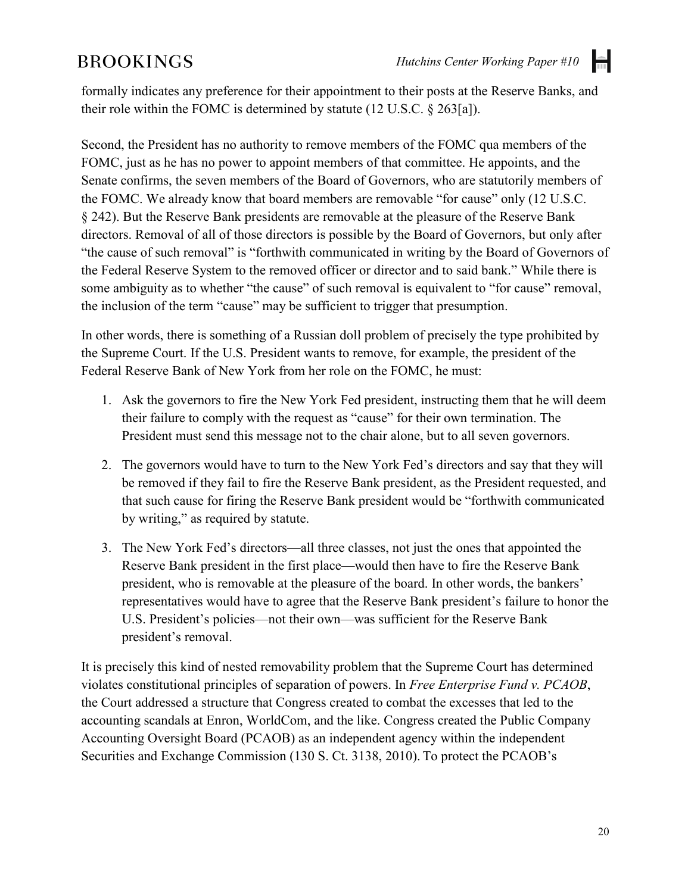formally indicates any preference for their appointment to their posts at the Reserve Banks, and their role within the FOMC is determined by statute (12 U.S.C. § 263[a]).

Second, the President has no authority to remove members of the FOMC qua members of the FOMC, just as he has no power to appoint members of that committee. He appoints, and the Senate confirms, the seven members of the Board of Governors, who are statutorily members of the FOMC. We already know that board members are removable "for cause" only (12 U.S.C. § 242). But the Reserve Bank presidents are removable at the pleasure of the Reserve Bank directors. Removal of all of those directors is possible by the Board of Governors, but only after "the cause of such removal" is "forthwith communicated in writing by the Board of Governors of the Federal Reserve System to the removed officer or director and to said bank." While there is some ambiguity as to whether "the cause" of such removal is equivalent to "for cause" removal, the inclusion of the term "cause" may be sufficient to trigger that presumption.

In other words, there is something of a Russian doll problem of precisely the type prohibited by the Supreme Court. If the U.S. President wants to remove, for example, the president of the Federal Reserve Bank of New York from her role on the FOMC, he must:

1. Ask the governors to fire the New York Fed president, instructing them that he will deem their failure to comply with the request as "cause" for their own termination. The President must send this message not to the chair alone, but to all seven governors.
2. The governors would have to turn to the New York Fed's directors and say that they will be removed if they fail to fire the Reserve Bank president, as the President requested, and that such cause for firing the Reserve Bank president would be "forthwith communicated by writing," as required by statute.
3. The New York Fed's directors—all three classes, not just the ones that appointed the Reserve Bank president in the first place—would then have to fire the Reserve Bank president, who is removable at the pleasure of the board. In other words, the bankers' representatives would have to agree that the Reserve Bank president's failure to honor the U.S. President's policies—not their own—was sufficient for the Reserve Bank president's removal.

It is precisely this kind of nested removability problem that the Supreme Court has determined violates constitutional principles of separation of powers. In *Free Enterprise Fund v. PCAOB*, the Court addressed a structure that Congress created to combat the excesses that led to the accounting scandals at Enron, WorldCom, and the like. Congress created the Public Company Accounting Oversight Board (PCAOB) as an independent agency within the independent Securities and Exchange Commission (130 S. Ct. 3138, 2010). To protect the PCAOB's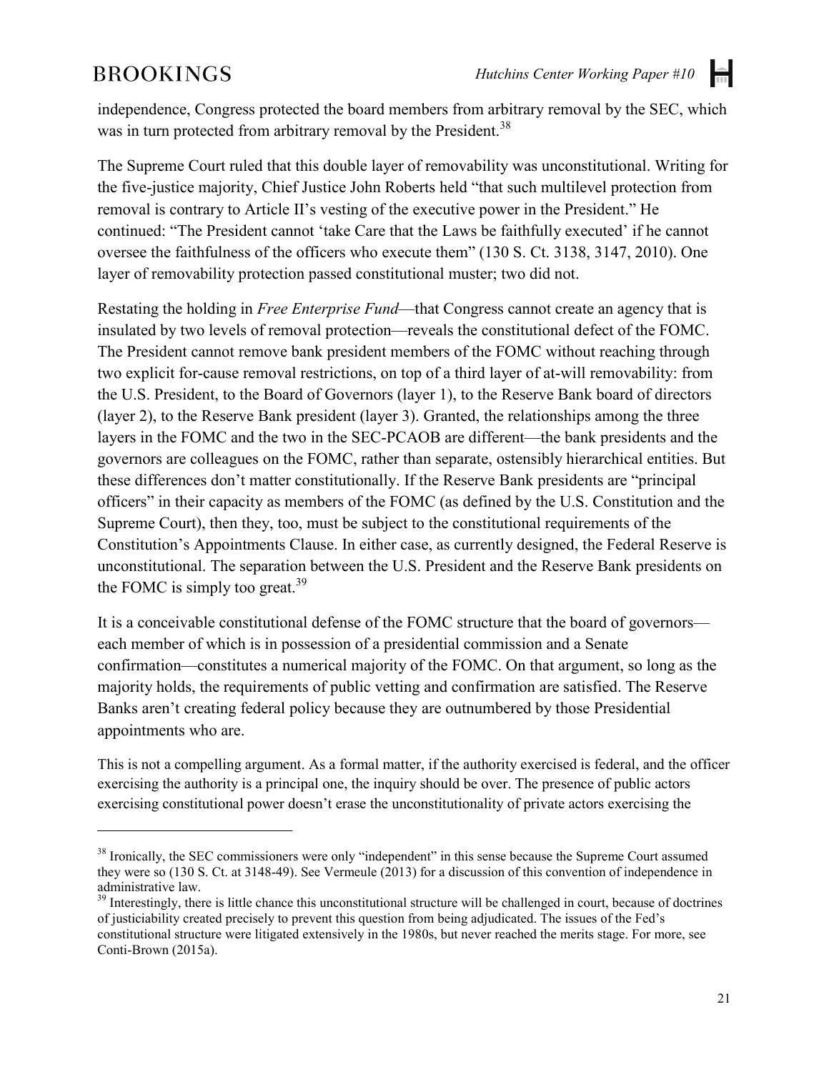independence, Congress protected the board members from arbitrary removal by the SEC, which was in turn protected from arbitrary removal by the President.[38]

The Supreme Court ruled that this double layer of removability was unconstitutional. Writing for the five-justice majority, Chief Justice John Roberts held "that such multilevel protection from removal is contrary to Article II's vesting of the executive power in the President." He continued: "The President cannot 'take Care that the Laws be faithfully executed' if he cannot oversee the faithfulness of the officers who execute them" (130 S. Ct. 3138, 3147, 2010). One layer of removability protection passed constitutional muster; two did not.

Restating the holding in *Free Enterprise Fund*—that Congress cannot create an agency that is insulated by two levels of removal protection—reveals the constitutional defect of the FOMC. The President cannot remove bank president members of the FOMC without reaching through two explicit for-cause removal restrictions, on top of a third layer of at-will removability: from the U.S. President, to the Board of Governors (layer 1), to the Reserve Bank board of directors (layer 2), to the Reserve Bank president (layer 3). Granted, the relationships among the three layers in the FOMC and the two in the SEC-PCAOB are different—the bank presidents and the governors are colleagues on the FOMC, rather than separate, ostensibly hierarchical entities. But these differences don't matter constitutionally. If the Reserve Bank presidents are "principal officers" in their capacity as members of the FOMC (as defined by the U.S. Constitution and the Supreme Court), then they, too, must be subject to the constitutional requirements of the Constitution's Appointments Clause. In either case, as currently designed, the Federal Reserve is unconstitutional. The separation between the U.S. President and the Reserve Bank presidents on the FOMC is simply too great.[39]

It is a conceivable constitutional defense of the FOMC structure that the board of governors—each member of which is in possession of a presidential commission and a Senate confirmation—constitutes a numerical majority of the FOMC. On that argument, so long as the majority holds, the requirements of public vetting and confirmation are satisfied. The Reserve Banks aren't creating federal policy because they are outnumbered by those Presidential appointments who are.

This is not a compelling argument. As a formal matter, if the authority exercised is federal, and the officer exercising the authority is a principal one, the inquiry should be over. The presence of public actors exercising constitutional power doesn't erase the unconstitutionality of private actors exercising the

---

[38] Ironically, the SEC commissioners were only "independent" in this sense because the Supreme Court assumed they were so (130 S. Ct. at 3148-49). See Vermeule (2013) for a discussion of this convention of independence in administrative law.

[39] Interestingly, there is little chance this unconstitutional structure will be challenged in court, because of doctrines of justiciability created precisely to prevent this question from being adjudicated. The issues of the Fed's constitutional structure were litigated extensively in the 1980s, but never reached the merits stage. For more, see Conti-Brown (2015a).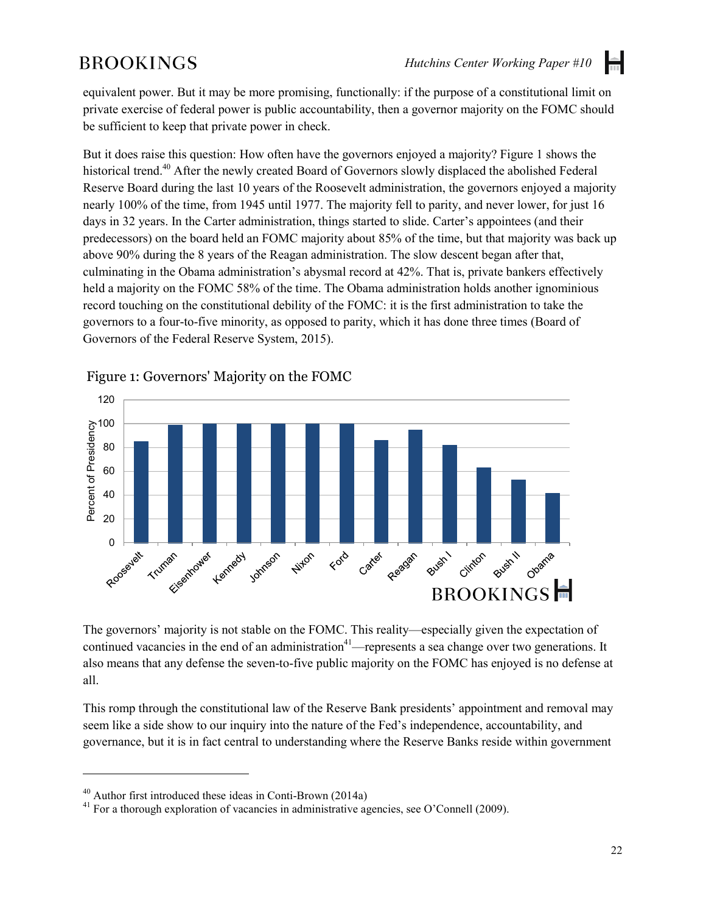equivalent power. But it may be more promising, functionally: if the purpose of a constitutional limit on private exercise of federal power is public accountability, then a governor majority on the FOMC should be sufficient to keep that private power in check.

But it does raise this question: How often have the governors enjoyed a majority? Figure 1 shows the historical trend.[40] After the newly created Board of Governors slowly displaced the abolished Federal Reserve Board during the last 10 years of the Roosevelt administration, the governors enjoyed a majority nearly 100% of the time, from 1945 until 1977. The majority fell to parity, and never lower, for just 16 days in 32 years. In the Carter administration, things started to slide. Carter's appointees (and their predecessors) on the board held an FOMC majority about 85% of the time, but that majority was back up above 90% during the 8 years of the Reagan administration. The slow descent began after that, culminating in the Obama administration's abysmal record at 42%. That is, private bankers effectively held a majority on the FOMC 58% of the time. The Obama administration holds another ignominious record touching on the constitutional debility of the FOMC: it is the first administration to take the governors to a four-to-five minority, as opposed to parity, which it has done three times (Board of Governors of the Federal Reserve System, 2015).

Figure 1: Governors' Majority on the FOMC

The governors' majority is not stable on the FOMC. This reality—especially given the expectation of continued vacancies in the end of an administration[41]—represents a sea change over two generations. It also means that any defense the seven-to-five public majority on the FOMC has enjoyed is no defense at all.

This romp through the constitutional law of the Reserve Bank presidents' appointment and removal may seem like a side show to our inquiry into the nature of the Fed's independence, accountability, and governance, but it is in fact central to understanding where the Reserve Banks reside within government

---

[40] Author first introduced these ideas in Conti-Brown (2014a)

[41] For a thorough exploration of vacancies in administrative agencies, see O'Connell (2009).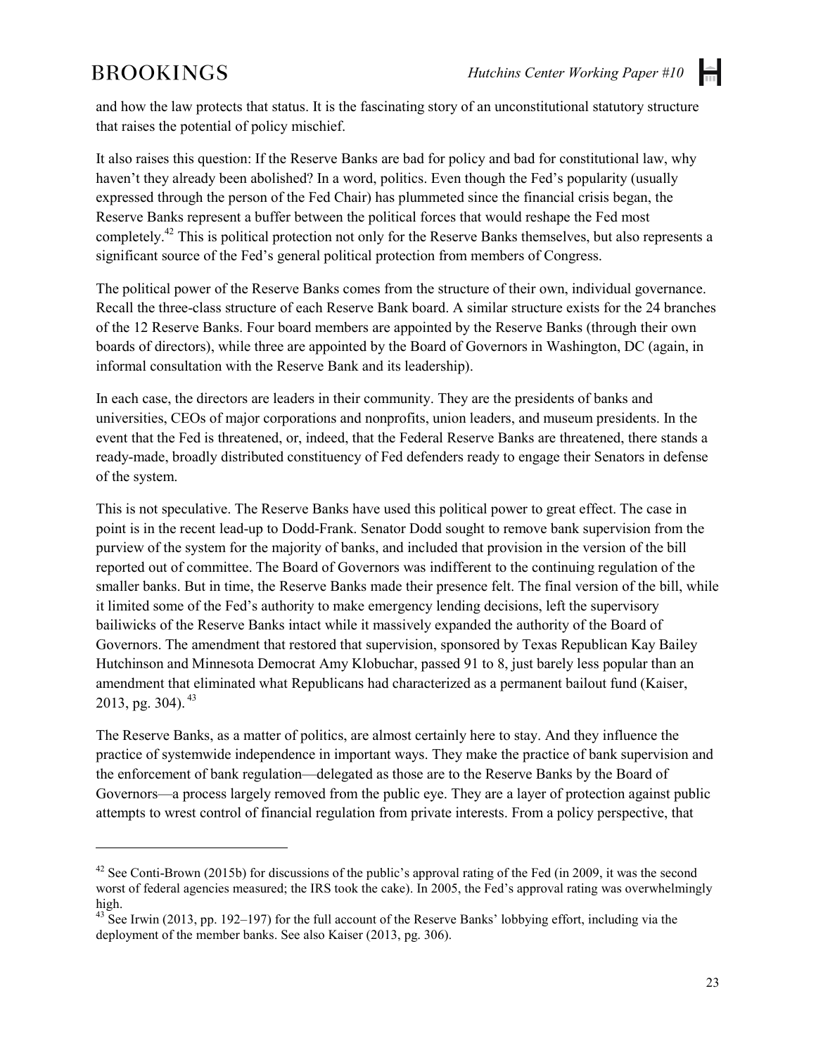and how the law protects that status. It is the fascinating story of an unconstitutional statutory structure that raises the potential of policy mischief.

It also raises this question: If the Reserve Banks are bad for policy and bad for constitutional law, why haven't they already been abolished? In a word, politics. Even though the Fed's popularity (usually expressed through the person of the Fed Chair) has plummeted since the financial crisis began, the Reserve Banks represent a buffer between the political forces that would reshape the Fed most completely.[42] This is political protection not only for the Reserve Banks themselves, but also represents a significant source of the Fed's general political protection from members of Congress.

The political power of the Reserve Banks comes from the structure of their own, individual governance. Recall the three-class structure of each Reserve Bank board. A similar structure exists for the 24 branches of the 12 Reserve Banks. Four board members are appointed by the Reserve Banks (through their own boards of directors), while three are appointed by the Board of Governors in Washington, DC (again, in informal consultation with the Reserve Bank and its leadership).

In each case, the directors are leaders in their community. They are the presidents of banks and universities, CEOs of major corporations and nonprofits, union leaders, and museum presidents. In the event that the Fed is threatened, or, indeed, that the Federal Reserve Banks are threatened, there stands a ready-made, broadly distributed constituency of Fed defenders ready to engage their Senators in defense of the system.

This is not speculative. The Reserve Banks have used this political power to great effect. The case in point is in the recent lead-up to Dodd-Frank. Senator Dodd sought to remove bank supervision from the purview of the system for the majority of banks, and included that provision in the version of the bill reported out of committee. The Board of Governors was indifferent to the continuing regulation of the smaller banks. But in time, the Reserve Banks made their presence felt. The final version of the bill, while it limited some of the Fed's authority to make emergency lending decisions, left the supervisory bailiwicks of the Reserve Banks intact while it massively expanded the authority of the Board of Governors. The amendment that restored that supervision, sponsored by Texas Republican Kay Bailey Hutchinson and Minnesota Democrat Amy Klobuchar, passed 91 to 8, just barely less popular than an amendment that eliminated what Republicans had characterized as a permanent bailout fund (Kaiser, 2013, pg. 304).[43]

The Reserve Banks, as a matter of politics, are almost certainly here to stay. And they influence the practice of systemwide independence in important ways. They make the practice of bank supervision and the enforcement of bank regulation—delegated as those are to the Reserve Banks by the Board of Governors—a process largely removed from the public eye. They are a layer of protection against public attempts to wrest control of financial regulation from private interests. From a policy perspective, that

---

[42] See Conti-Brown (2015b) for discussions of the public's approval rating of the Fed (in 2009, it was the second worst of federal agencies measured; the IRS took the cake). In 2005, the Fed's approval rating was overwhelmingly high.

[43] See Irwin (2013, pp. 192–197) for the full account of the Reserve Banks' lobbying effort, including via the deployment of the member banks. See also Kaiser (2013, pg. 306).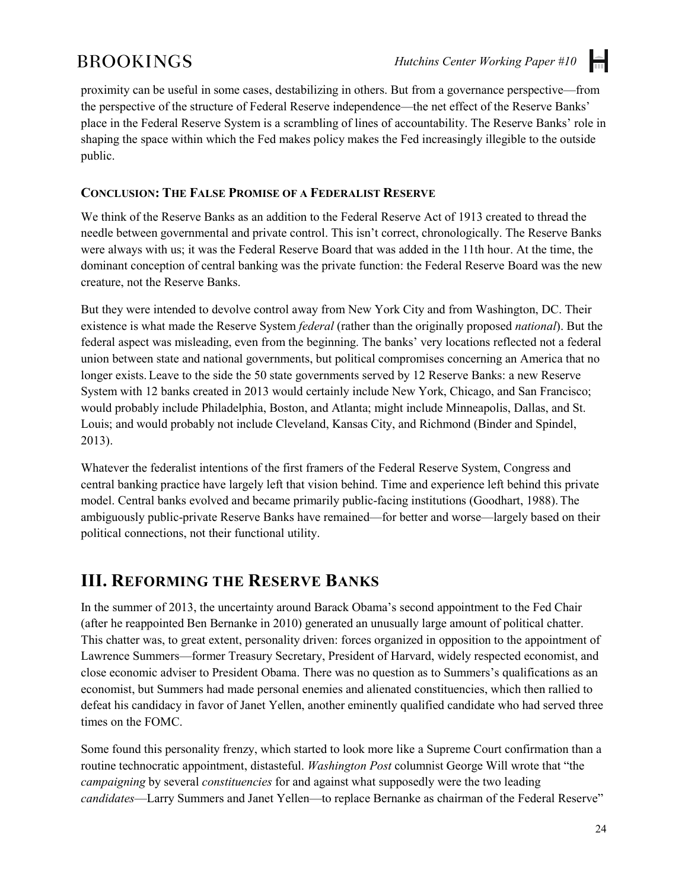proximity can be useful in some cases, destabilizing in others. But from a governance perspective—from the perspective of the structure of Federal Reserve independence—the net effect of the Reserve Banks' place in the Federal Reserve System is a scrambling of lines of accountability. The Reserve Banks' role in shaping the space within which the Fed makes policy makes the Fed increasingly illegible to the outside public.

### Conclusion: The False Promise of a Federalist Reserve

We think of the Reserve Banks as an addition to the Federal Reserve Act of 1913 created to thread the needle between governmental and private control. This isn't correct, chronologically. The Reserve Banks were always with us; it was the Federal Reserve Board that was added in the 11th hour. At the time, the dominant conception of central banking was the private function: the Federal Reserve Board was the new creature, not the Reserve Banks.

But they were intended to devolve control away from New York City and from Washington, DC. Their existence is what made the Reserve System *federal* (rather than the originally proposed *national*). But the federal aspect was misleading, even from the beginning. The banks' very locations reflected not a federal union between state and national governments, but political compromises concerning an America that no longer exists. Leave to the side the 50 state governments served by 12 Reserve Banks: a new Reserve System with 12 banks created in 2013 would certainly include New York, Chicago, and San Francisco; would probably include Philadelphia, Boston, and Atlanta; might include Minneapolis, Dallas, and St. Louis; and would probably not include Cleveland, Kansas City, and Richmond (Binder and Spindel, 2013).

Whatever the federalist intentions of the first framers of the Federal Reserve System, Congress and central banking practice have largely left that vision behind. Time and experience left behind this private model. Central banks evolved and became primarily public-facing institutions (Goodhart, 1988). The ambiguously public-private Reserve Banks have remained—for better and worse—largely based on their political connections, not their functional utility.

## III. Reforming the Reserve Banks

In the summer of 2013, the uncertainty around Barack Obama's second appointment to the Fed Chair (after he reappointed Ben Bernanke in 2010) generated an unusually large amount of political chatter. This chatter was, to great extent, personality driven: forces organized in opposition to the appointment of Lawrence Summers—former Treasury Secretary, President of Harvard, widely respected economist, and close economic adviser to President Obama. There was no question as to Summers's qualifications as an economist, but Summers had made personal enemies and alienated constituencies, which then rallied to defeat his candidacy in favor of Janet Yellen, another eminently qualified candidate who had served three times on the FOMC.

Some found this personality frenzy, which started to look more like a Supreme Court confirmation than a routine technocratic appointment, distasteful. *Washington Post* columnist George Will wrote that "the *campaigning* by several *constituencies* for and against what supposedly were the two leading *candidates*—Larry Summers and Janet Yellen—to replace Bernanke as chairman of the Federal Reserve"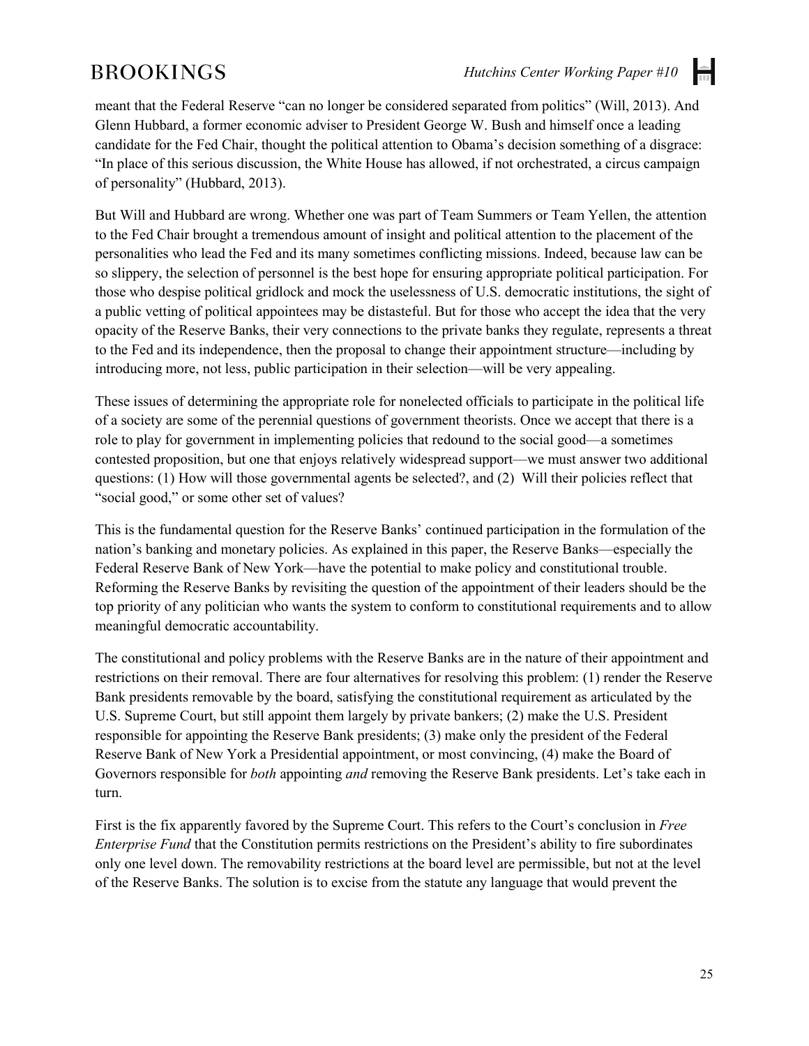meant that the Federal Reserve "can no longer be considered separated from politics" (Will, 2013). And Glenn Hubbard, a former economic adviser to President George W. Bush and himself once a leading candidate for the Fed Chair, thought the political attention to Obama's decision something of a disgrace: "In place of this serious discussion, the White House has allowed, if not orchestrated, a circus campaign of personality" (Hubbard, 2013).

But Will and Hubbard are wrong. Whether one was part of Team Summers or Team Yellen, the attention to the Fed Chair brought a tremendous amount of insight and political attention to the placement of the personalities who lead the Fed and its many sometimes conflicting missions. Indeed, because law can be so slippery, the selection of personnel is the best hope for ensuring appropriate political participation. For those who despise political gridlock and mock the uselessness of U.S. democratic institutions, the sight of a public vetting of political appointees may be distasteful. But for those who accept the idea that the very opacity of the Reserve Banks, their very connections to the private banks they regulate, represents a threat to the Fed and its independence, then the proposal to change their appointment structure—including by introducing more, not less, public participation in their selection—will be very appealing.

These issues of determining the appropriate role for nonelected officials to participate in the political life of a society are some of the perennial questions of government theorists. Once we accept that there is a role to play for government in implementing policies that redound to the social good—a sometimes contested proposition, but one that enjoys relatively widespread support—we must answer two additional questions: (1) How will those governmental agents be selected?, and (2) Will their policies reflect that "social good," or some other set of values?

This is the fundamental question for the Reserve Banks' continued participation in the formulation of the nation's banking and monetary policies. As explained in this paper, the Reserve Banks—especially the Federal Reserve Bank of New York—have the potential to make policy and constitutional trouble. Reforming the Reserve Banks by revisiting the question of the appointment of their leaders should be the top priority of any politician who wants the system to conform to constitutional requirements and to allow meaningful democratic accountability.

The constitutional and policy problems with the Reserve Banks are in the nature of their appointment and restrictions on their removal. There are four alternatives for resolving this problem: (1) render the Reserve Bank presidents removable by the board, satisfying the constitutional requirement as articulated by the U.S. Supreme Court, but still appoint them largely by private bankers; (2) make the U.S. President responsible for appointing the Reserve Bank presidents; (3) make only the president of the Federal Reserve Bank of New York a Presidential appointment, or most convincing, (4) make the Board of Governors responsible for *both* appointing *and* removing the Reserve Bank presidents. Let's take each in turn.

First is the fix apparently favored by the Supreme Court. This refers to the Court's conclusion in *Free Enterprise Fund* that the Constitution permits restrictions on the President's ability to fire subordinates only one level down. The removability restrictions at the board level are permissible, but not at the level of the Reserve Banks. The solution is to excise from the statute any language that would prevent the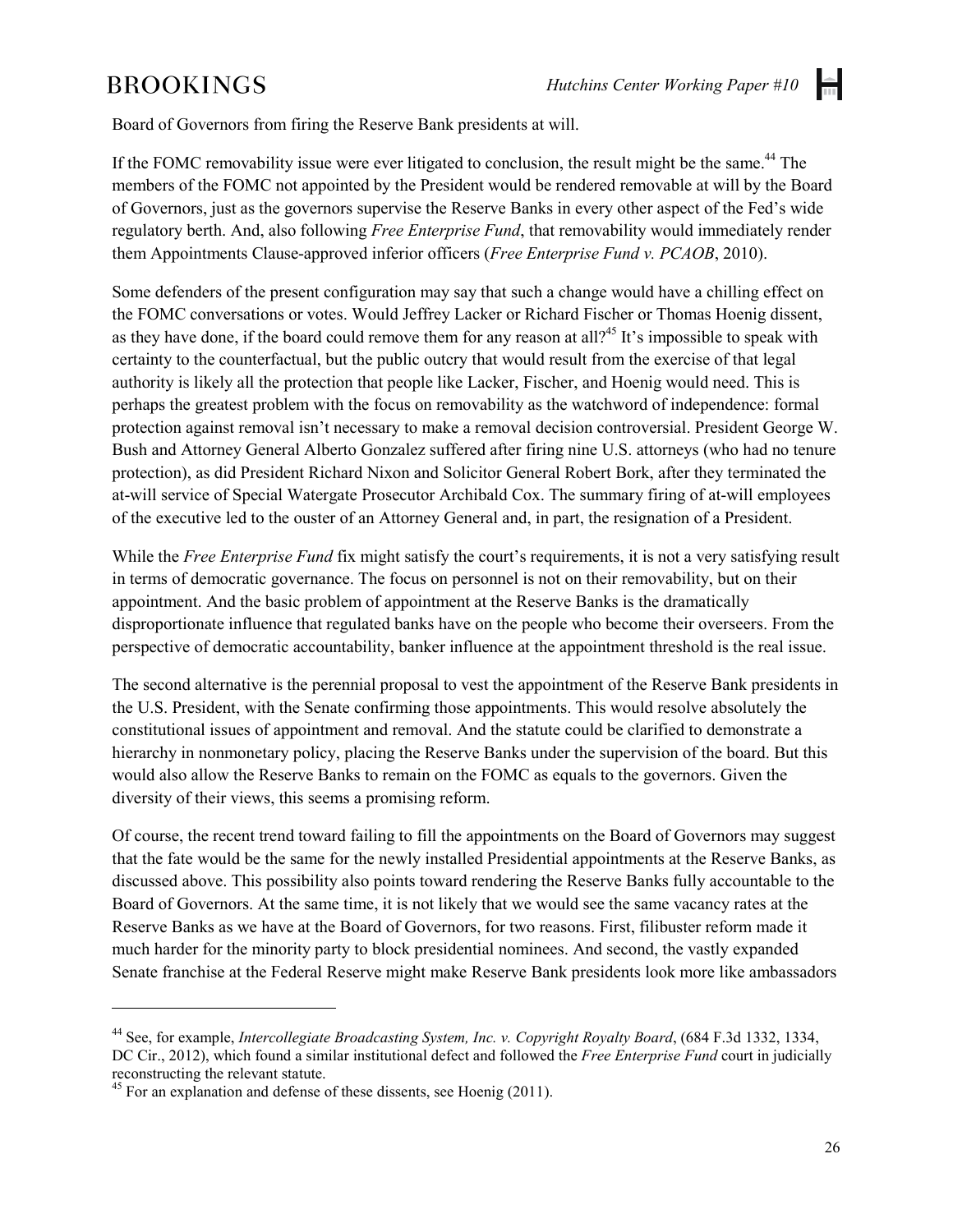Board of Governors from firing the Reserve Bank presidents at will.

If the FOMC removability issue were ever litigated to conclusion, the result might be the same.[44] The members of the FOMC not appointed by the President would be rendered removable at will by the Board of Governors, just as the governors supervise the Reserve Banks in every other aspect of the Fed's wide regulatory berth. And, also following *Free Enterprise Fund*, that removability would immediately render them Appointments Clause-approved inferior officers (*Free Enterprise Fund v. PCAOB*, 2010).

Some defenders of the present configuration may say that such a change would have a chilling effect on the FOMC conversations or votes. Would Jeffrey Lacker or Richard Fischer or Thomas Hoenig dissent, as they have done, if the board could remove them for any reason at all?[45] It's impossible to speak with certainty to the counterfactual, but the public outcry that would result from the exercise of that legal authority is likely all the protection that people like Lacker, Fischer, and Hoenig would need. This is perhaps the greatest problem with the focus on removability as the watchword of independence: formal protection against removal isn't necessary to make a removal decision controversial. President George W. Bush and Attorney General Alberto Gonzalez suffered after firing nine U.S. attorneys (who had no tenure protection), as did President Richard Nixon and Solicitor General Robert Bork, after they terminated the at-will service of Special Watergate Prosecutor Archibald Cox. The summary firing of at-will employees of the executive led to the ouster of an Attorney General and, in part, the resignation of a President.

While the *Free Enterprise Fund* fix might satisfy the court's requirements, it is not a very satisfying result in terms of democratic governance. The focus on personnel is not on their removability, but on their appointment. And the basic problem of appointment at the Reserve Banks is the dramatically disproportionate influence that regulated banks have on the people who become their overseers. From the perspective of democratic accountability, banker influence at the appointment threshold is the real issue.

The second alternative is the perennial proposal to vest the appointment of the Reserve Bank presidents in the U.S. President, with the Senate confirming those appointments. This would resolve absolutely the constitutional issues of appointment and removal. And the statute could be clarified to demonstrate a hierarchy in nonmonetary policy, placing the Reserve Banks under the supervision of the board. But this would also allow the Reserve Banks to remain on the FOMC as equals to the governors. Given the diversity of their views, this seems a promising reform.

Of course, the recent trend toward failing to fill the appointments on the Board of Governors may suggest that the fate would be the same for the newly installed Presidential appointments at the Reserve Banks, as discussed above. This possibility also points toward rendering the Reserve Banks fully accountable to the Board of Governors. At the same time, it is not likely that we would see the same vacancy rates at the Reserve Banks as we have at the Board of Governors, for two reasons. First, filibuster reform made it much harder for the minority party to block presidential nominees. And second, the vastly expanded Senate franchise at the Federal Reserve might make Reserve Bank presidents look more like ambassadors

---

[44] See, for example, *Intercollegiate Broadcasting System, Inc. v. Copyright Royalty Board*, (684 F.3d 1332, 1334, DC Cir., 2012), which found a similar institutional defect and followed the *Free Enterprise Fund* court in judicially reconstructing the relevant statute.

[45] For an explanation and defense of these dissents, see Hoenig (2011).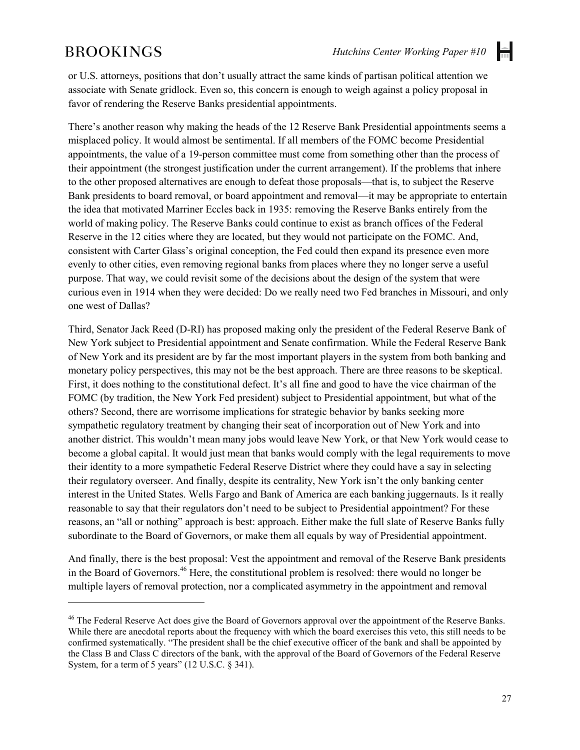or U.S. attorneys, positions that don't usually attract the same kinds of partisan political attention we associate with Senate gridlock. Even so, this concern is enough to weigh against a policy proposal in favor of rendering the Reserve Banks presidential appointments.

There's another reason why making the heads of the 12 Reserve Bank Presidential appointments seems a misplaced policy. It would almost be sentimental. If all members of the FOMC become Presidential appointments, the value of a 19-person committee must come from something other than the process of their appointment (the strongest justification under the current arrangement). If the problems that inhere to the other proposed alternatives are enough to defeat those proposals—that is, to subject the Reserve Bank presidents to board removal, or board appointment and removal—it may be appropriate to entertain the idea that motivated Marriner Eccles back in 1935: removing the Reserve Banks entirely from the world of making policy. The Reserve Banks could continue to exist as branch offices of the Federal Reserve in the 12 cities where they are located, but they would not participate on the FOMC. And, consistent with Carter Glass's original conception, the Fed could then expand its presence even more evenly to other cities, even removing regional banks from places where they no longer serve a useful purpose. That way, we could revisit some of the decisions about the design of the system that were curious even in 1914 when they were decided: Do we really need two Fed branches in Missouri, and only one west of Dallas?

Third, Senator Jack Reed (D-RI) has proposed making only the president of the Federal Reserve Bank of New York subject to Presidential appointment and Senate confirmation. While the Federal Reserve Bank of New York and its president are by far the most important players in the system from both banking and monetary policy perspectives, this may not be the best approach. There are three reasons to be skeptical. First, it does nothing to the constitutional defect. It's all fine and good to have the vice chairman of the FOMC (by tradition, the New York Fed president) subject to Presidential appointment, but what of the others? Second, there are worrisome implications for strategic behavior by banks seeking more sympathetic regulatory treatment by changing their seat of incorporation out of New York and into another district. This wouldn't mean many jobs would leave New York, or that New York would cease to become a global capital. It would just mean that banks would comply with the legal requirements to move their identity to a more sympathetic Federal Reserve District where they could have a say in selecting their regulatory overseer. And finally, despite its centrality, New York isn't the only banking center interest in the United States. Wells Fargo and Bank of America are each banking juggernauts. Is it really reasonable to say that their regulators don't need to be subject to Presidential appointment? For these reasons, an "all or nothing" approach is best: approach. Either make the full slate of Reserve Banks fully subordinate to the Board of Governors, or make them all equals by way of Presidential appointment.

And finally, there is the best proposal: Vest the appointment and removal of the Reserve Bank presidents in the Board of Governors.[46] Here, the constitutional problem is resolved: there would no longer be multiple layers of removal protection, nor a complicated asymmetry in the appointment and removal

---

[46] The Federal Reserve Act does give the Board of Governors approval over the appointment of the Reserve Banks. While there are anecdotal reports about the frequency with which the board exercises this veto, this still needs to be confirmed systematically. "The president shall be the chief executive officer of the bank and shall be appointed by the Class B and Class C directors of the bank, with the approval of the Board of Governors of the Federal Reserve System, for a term of 5 years" (12 U.S.C. § 341).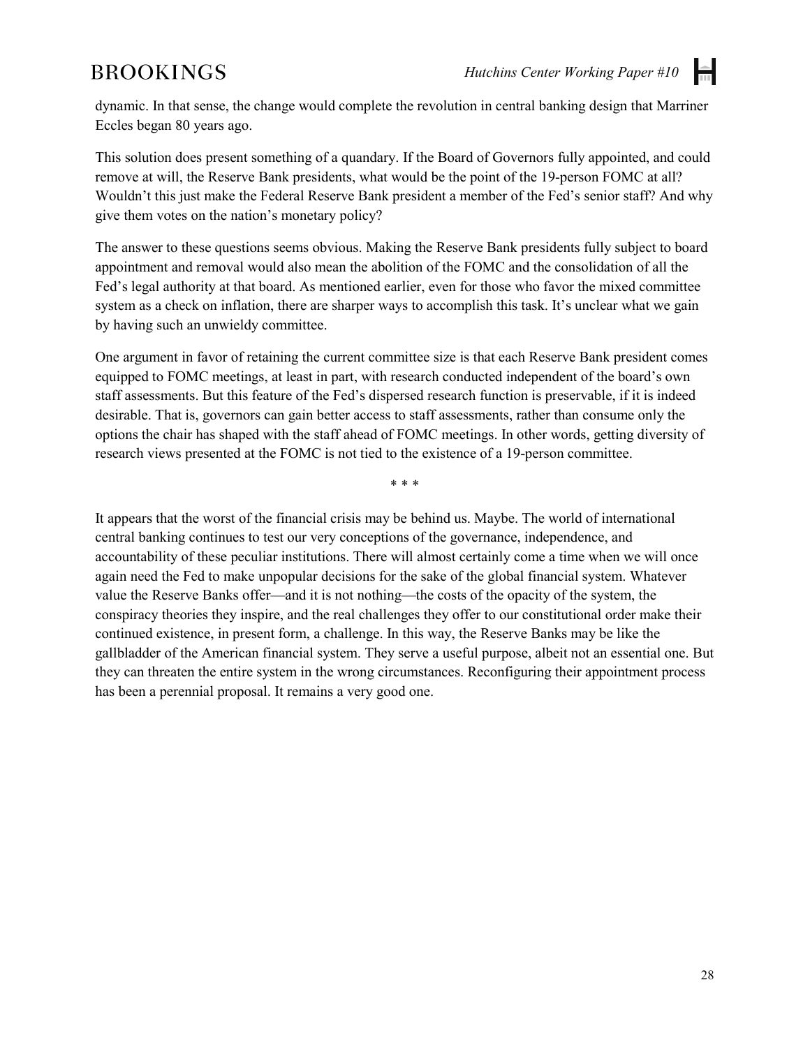dynamic. In that sense, the change would complete the revolution in central banking design that Marriner Eccles began 80 years ago.

This solution does present something of a quandary. If the Board of Governors fully appointed, and could remove at will, the Reserve Bank presidents, what would be the point of the 19-person FOMC at all? Wouldn't this just make the Federal Reserve Bank president a member of the Fed's senior staff? And why give them votes on the nation's monetary policy?

The answer to these questions seems obvious. Making the Reserve Bank presidents fully subject to board appointment and removal would also mean the abolition of the FOMC and the consolidation of all the Fed's legal authority at that board. As mentioned earlier, even for those who favor the mixed committee system as a check on inflation, there are sharper ways to accomplish this task. It's unclear what we gain by having such an unwieldy committee.

One argument in favor of retaining the current committee size is that each Reserve Bank president comes equipped to FOMC meetings, at least in part, with research conducted independent of the board's own staff assessments. But this feature of the Fed's dispersed research function is preservable, if it is indeed desirable. That is, governors can gain better access to staff assessments, rather than consume only the options the chair has shaped with the staff ahead of FOMC meetings. In other words, getting diversity of research views presented at the FOMC is not tied to the existence of a 19-person committee.

\* \* \*

It appears that the worst of the financial crisis may be behind us. Maybe. The world of international central banking continues to test our very conceptions of the governance, independence, and accountability of these peculiar institutions. There will almost certainly come a time when we will once again need the Fed to make unpopular decisions for the sake of the global financial system. Whatever value the Reserve Banks offer—and it is not nothing—the costs of the opacity of the system, the conspiracy theories they inspire, and the real challenges they offer to our constitutional order make their continued existence, in present form, a challenge. In this way, the Reserve Banks may be like the gallbladder of the American financial system. They serve a useful purpose, albeit not an essential one. But they can threaten the entire system in the wrong circumstances. Reconfiguring their appointment process has been a perennial proposal. It remains a very good one.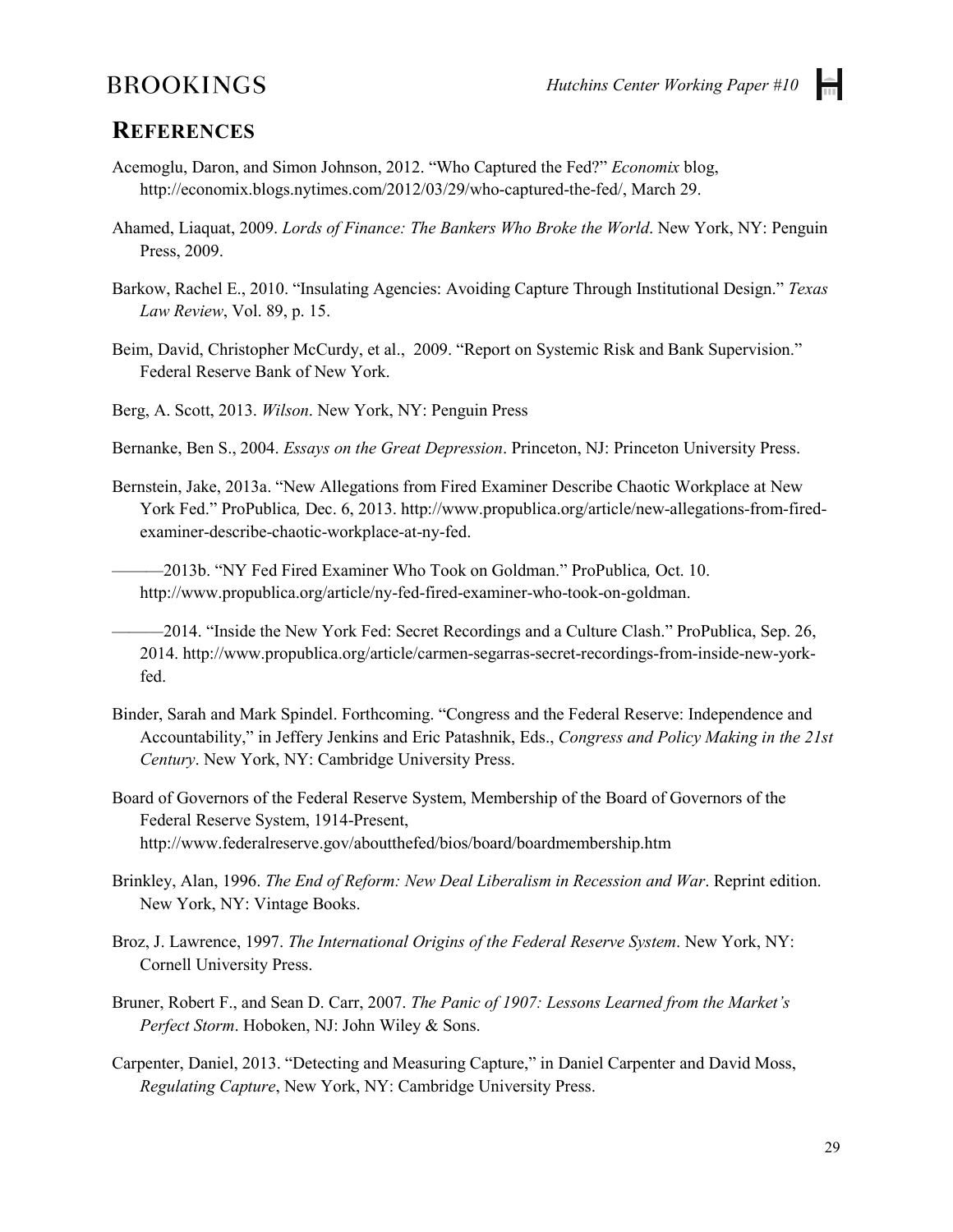## REFERENCES

Acemoglu, Daron, and Simon Johnson, 2012. "Who Captured the Fed?" *Economix* blog, http://economix.blogs.nytimes.com/2012/03/29/who-captured-the-fed/, March 29.

Ahamed, Liaquat, 2009. *Lords of Finance: The Bankers Who Broke the World*. New York, NY: Penguin Press, 2009.

Barkow, Rachel E., 2010. "Insulating Agencies: Avoiding Capture Through Institutional Design." *Texas Law Review*, Vol. 89, p. 15.

Beim, David, Christopher McCurdy, et al., 2009. "Report on Systemic Risk and Bank Supervision." Federal Reserve Bank of New York.

Berg, A. Scott, 2013. *Wilson*. New York, NY: Penguin Press

Bernanke, Ben S., 2004. *Essays on the Great Depression*. Princeton, NJ: Princeton University Press.

Bernstein, Jake, 2013a. "New Allegations from Fired Examiner Describe Chaotic Workplace at New York Fed." ProPublica*,* Dec. 6, 2013. http://www.propublica.org/article/new-allegations-from-fired-examiner-describe-chaotic-workplace-at-ny-fed.

———2013b. "NY Fed Fired Examiner Who Took on Goldman." ProPublica*,* Oct. 10. http://www.propublica.org/article/ny-fed-fired-examiner-who-took-on-goldman.

———2014. "Inside the New York Fed: Secret Recordings and a Culture Clash." ProPublica, Sep. 26, 2014. http://www.propublica.org/article/carmen-segarras-secret-recordings-from-inside-new-york-fed.

Binder, Sarah and Mark Spindel. Forthcoming. "Congress and the Federal Reserve: Independence and Accountability," in Jeffery Jenkins and Eric Patashnik, Eds., *Congress and Policy Making in the 21st Century*. New York, NY: Cambridge University Press.

Board of Governors of the Federal Reserve System, Membership of the Board of Governors of the Federal Reserve System, 1914-Present, http://www.federalreserve.gov/aboutthefed/bios/board/boardmembership.htm

Brinkley, Alan, 1996. *The End of Reform: New Deal Liberalism in Recession and War*. Reprint edition. New York, NY: Vintage Books.

Broz, J. Lawrence, 1997. *The International Origins of the Federal Reserve System*. New York, NY: Cornell University Press.

Bruner, Robert F., and Sean D. Carr, 2007. *The Panic of 1907: Lessons Learned from the Market's Perfect Storm*. Hoboken, NJ: John Wiley & Sons.

Carpenter, Daniel, 2013. "Detecting and Measuring Capture," in Daniel Carpenter and David Moss, *Regulating Capture*, New York, NY: Cambridge University Press.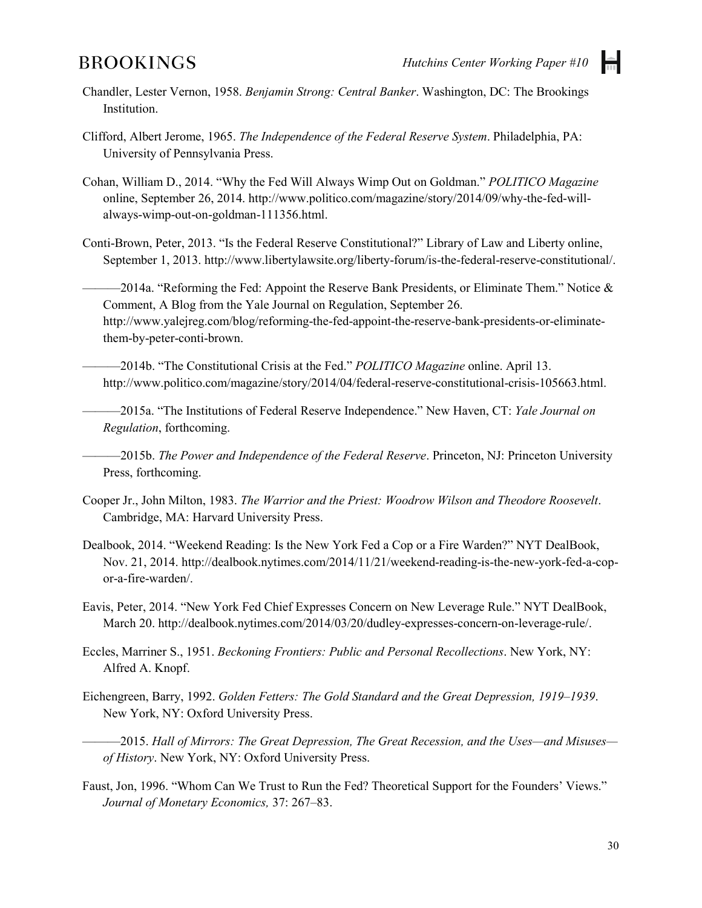Chandler, Lester Vernon, 1958. *Benjamin Strong: Central Banker*. Washington, DC: The Brookings Institution.

Clifford, Albert Jerome, 1965. *The Independence of the Federal Reserve System*. Philadelphia, PA: University of Pennsylvania Press.

Cohan, William D., 2014. "Why the Fed Will Always Wimp Out on Goldman." *POLITICO Magazine* online, September 26, 2014. http://www.politico.com/magazine/story/2014/09/why-the-fed-will-always-wimp-out-on-goldman-111356.html.

Conti-Brown, Peter, 2013. "Is the Federal Reserve Constitutional?" Library of Law and Liberty online, September 1, 2013. http://www.libertylawsite.org/liberty-forum/is-the-federal-reserve-constitutional/.

———2014a. "Reforming the Fed: Appoint the Reserve Bank Presidents, or Eliminate Them." Notice & Comment, A Blog from the Yale Journal on Regulation, September 26. http://www.yalejreg.com/blog/reforming-the-fed-appoint-the-reserve-bank-presidents-or-eliminate-them-by-peter-conti-brown.

———2014b. "The Constitutional Crisis at the Fed." *POLITICO Magazine* online. April 13. http://www.politico.com/magazine/story/2014/04/federal-reserve-constitutional-crisis-105663.html.

———2015a. "The Institutions of Federal Reserve Independence." New Haven, CT: *Yale Journal on Regulation*, forthcoming.

———2015b. *The Power and Independence of the Federal Reserve*. Princeton, NJ: Princeton University Press, forthcoming.

Cooper Jr., John Milton, 1983. *The Warrior and the Priest: Woodrow Wilson and Theodore Roosevelt*. Cambridge, MA: Harvard University Press.

Dealbook, 2014. "Weekend Reading: Is the New York Fed a Cop or a Fire Warden?" NYT DealBook, Nov. 21, 2014. http://dealbook.nytimes.com/2014/11/21/weekend-reading-is-the-new-york-fed-a-cop-or-a-fire-warden/.

Eavis, Peter, 2014. "New York Fed Chief Expresses Concern on New Leverage Rule." NYT DealBook, March 20. http://dealbook.nytimes.com/2014/03/20/dudley-expresses-concern-on-leverage-rule/.

Eccles, Marriner S., 1951. *Beckoning Frontiers: Public and Personal Recollections*. New York, NY: Alfred A. Knopf.

Eichengreen, Barry, 1992. *Golden Fetters: The Gold Standard and the Great Depression, 1919–1939*. New York, NY: Oxford University Press.

———2015. *Hall of Mirrors: The Great Depression, The Great Recession, and the Uses—and Misuses—of History*. New York, NY: Oxford University Press.

Faust, Jon, 1996. "Whom Can We Trust to Run the Fed? Theoretical Support for the Founders' Views." *Journal of Monetary Economics,* 37: 267–83.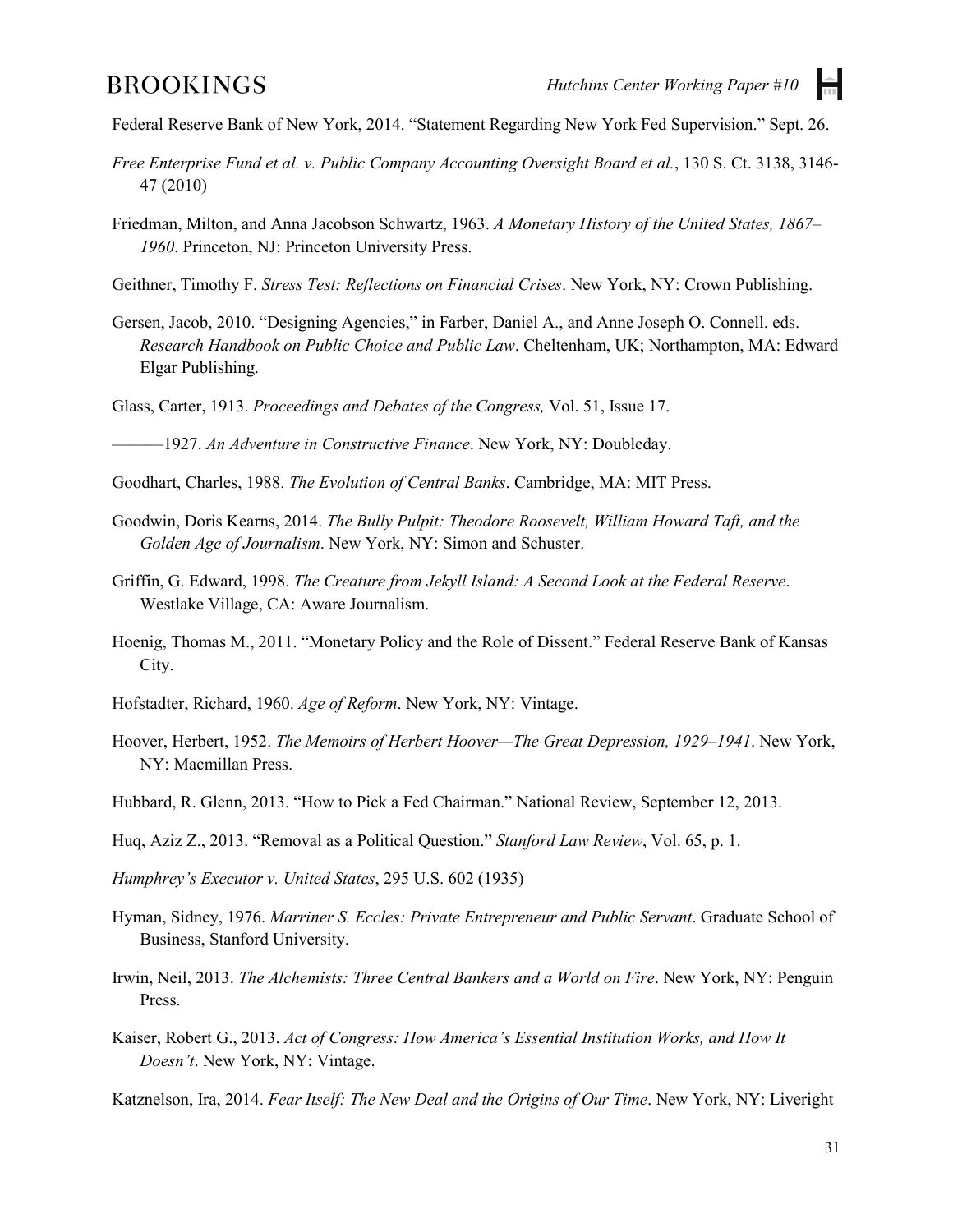Federal Reserve Bank of New York, 2014. "Statement Regarding New York Fed Supervision." Sept. 26.

*Free Enterprise Fund et al. v. Public Company Accounting Oversight Board et al.*, 130 S. Ct. 3138, 3146-47 (2010)

Friedman, Milton, and Anna Jacobson Schwartz, 1963. *A Monetary History of the United States, 1867–1960*. Princeton, NJ: Princeton University Press.

Geithner, Timothy F. *Stress Test: Reflections on Financial Crises*. New York, NY: Crown Publishing.

Gersen, Jacob, 2010. "Designing Agencies," in Farber, Daniel A., and Anne Joseph O. Connell. eds. *Research Handbook on Public Choice and Public Law*. Cheltenham, UK; Northampton, MA: Edward Elgar Publishing.

Glass, Carter, 1913. *Proceedings and Debates of the Congress,* Vol. 51, Issue 17.

———1927. *An Adventure in Constructive Finance*. New York, NY: Doubleday.

Goodhart, Charles, 1988. *The Evolution of Central Banks*. Cambridge, MA: MIT Press.

Goodwin, Doris Kearns, 2014. *The Bully Pulpit: Theodore Roosevelt, William Howard Taft, and the Golden Age of Journalism*. New York, NY: Simon and Schuster.

Griffin, G. Edward, 1998. *The Creature from Jekyll Island: A Second Look at the Federal Reserve*. Westlake Village, CA: Aware Journalism.

Hoenig, Thomas M., 2011. "Monetary Policy and the Role of Dissent." Federal Reserve Bank of Kansas City.

Hofstadter, Richard, 1960. *Age of Reform*. New York, NY: Vintage.

Hoover, Herbert, 1952. *The Memoirs of Herbert Hoover—The Great Depression, 1929–1941*. New York, NY: Macmillan Press.

Hubbard, R. Glenn, 2013. "How to Pick a Fed Chairman." National Review, September 12, 2013.

Huq, Aziz Z., 2013. "Removal as a Political Question." *Stanford Law Review*, Vol. 65, p. 1.

*Humphrey's Executor v. United States*, 295 U.S. 602 (1935)

Hyman, Sidney, 1976. *Marriner S. Eccles: Private Entrepreneur and Public Servant*. Graduate School of Business, Stanford University.

Irwin, Neil, 2013. *The Alchemists: Three Central Bankers and a World on Fire*. New York, NY: Penguin Press.

Kaiser, Robert G., 2013. *Act of Congress: How America's Essential Institution Works, and How It Doesn't*. New York, NY: Vintage.

Katznelson, Ira, 2014. *Fear Itself: The New Deal and the Origins of Our Time*. New York, NY: Liveright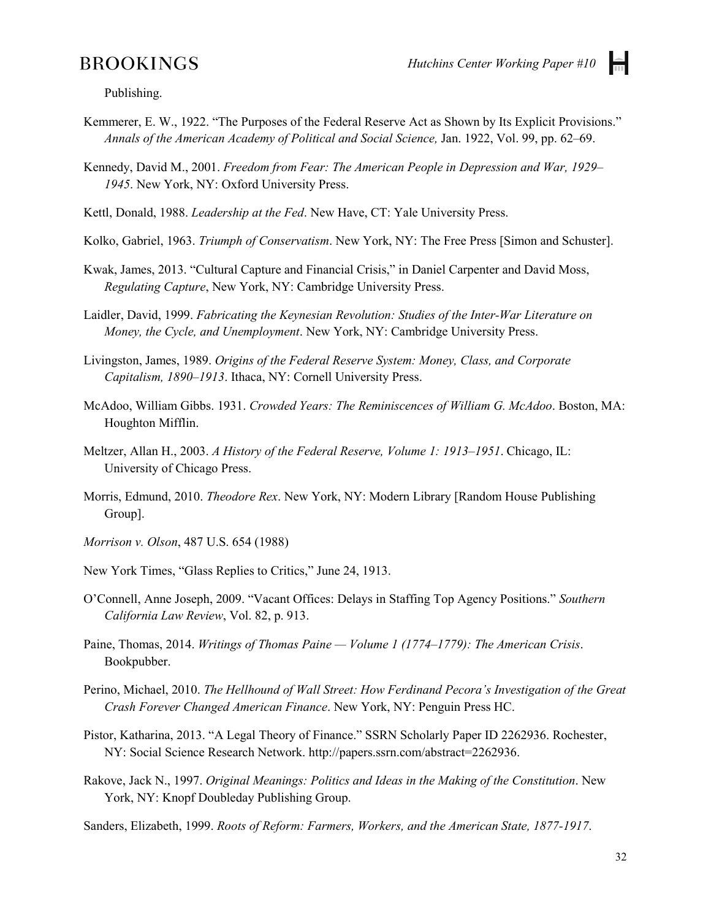Publishing.

Kemmerer, E. W., 1922. "The Purposes of the Federal Reserve Act as Shown by Its Explicit Provisions." *Annals of the American Academy of Political and Social Science,* Jan. 1922, Vol. 99, pp. 62–69.

Kennedy, David M., 2001. *Freedom from Fear: The American People in Depression and War, 1929–1945*. New York, NY: Oxford University Press.

Kettl, Donald, 1988. *Leadership at the Fed*. New Have, CT: Yale University Press.

Kolko, Gabriel, 1963. *Triumph of Conservatism*. New York, NY: The Free Press [Simon and Schuster].

Kwak, James, 2013. "Cultural Capture and Financial Crisis," in Daniel Carpenter and David Moss, *Regulating Capture*, New York, NY: Cambridge University Press.

Laidler, David, 1999. *Fabricating the Keynesian Revolution: Studies of the Inter-War Literature on Money, the Cycle, and Unemployment*. New York, NY: Cambridge University Press.

Livingston, James, 1989. *Origins of the Federal Reserve System: Money, Class, and Corporate Capitalism, 1890–1913*. Ithaca, NY: Cornell University Press.

McAdoo, William Gibbs. 1931. *Crowded Years: The Reminiscences of William G. McAdoo*. Boston, MA: Houghton Mifflin.

Meltzer, Allan H., 2003. *A History of the Federal Reserve, Volume 1: 1913–1951*. Chicago, IL: University of Chicago Press.

Morris, Edmund, 2010. *Theodore Rex*. New York, NY: Modern Library [Random House Publishing Group].

*Morrison v. Olson*, 487 U.S. 654 (1988)

New York Times, "Glass Replies to Critics," June 24, 1913.

O'Connell, Anne Joseph, 2009. "Vacant Offices: Delays in Staffing Top Agency Positions." *Southern California Law Review*, Vol. 82, p. 913.

Paine, Thomas, 2014. *Writings of Thomas Paine — Volume 1 (1774–1779): The American Crisis*. Bookpubber.

Perino, Michael, 2010. *The Hellhound of Wall Street: How Ferdinand Pecora's Investigation of the Great Crash Forever Changed American Finance*. New York, NY: Penguin Press HC.

Pistor, Katharina, 2013. "A Legal Theory of Finance." SSRN Scholarly Paper ID 2262936. Rochester, NY: Social Science Research Network. http://papers.ssrn.com/abstract=2262936.

Rakove, Jack N., 1997. *Original Meanings: Politics and Ideas in the Making of the Constitution*. New York, NY: Knopf Doubleday Publishing Group.

Sanders, Elizabeth, 1999. *Roots of Reform: Farmers, Workers, and the American State, 1877-1917*.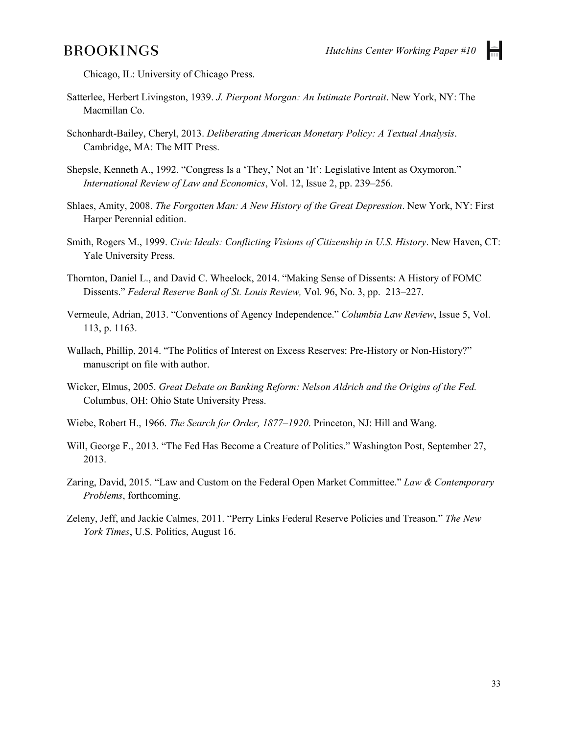Chicago, IL: University of Chicago Press.

Satterlee, Herbert Livingston, 1939. *J. Pierpont Morgan: An Intimate Portrait*. New York, NY: The Macmillan Co.

Schonhardt-Bailey, Cheryl, 2013. *Deliberating American Monetary Policy: A Textual Analysis*. Cambridge, MA: The MIT Press.

Shepsle, Kenneth A., 1992. "Congress Is a 'They,' Not an 'It': Legislative Intent as Oxymoron." *International Review of Law and Economics*, Vol. 12, Issue 2, pp. 239–256.

Shlaes, Amity, 2008. *The Forgotten Man: A New History of the Great Depression*. New York, NY: First Harper Perennial edition.

Smith, Rogers M., 1999. *Civic Ideals: Conflicting Visions of Citizenship in U.S. History*. New Haven, CT: Yale University Press.

Thornton, Daniel L., and David C. Wheelock, 2014. "Making Sense of Dissents: A History of FOMC Dissents." *Federal Reserve Bank of St. Louis Review,* Vol. 96, No. 3, pp. 213–227.

Vermeule, Adrian, 2013. "Conventions of Agency Independence." *Columbia Law Review*, Issue 5, Vol. 113, p. 1163.

Wallach, Phillip, 2014. "The Politics of Interest on Excess Reserves: Pre-History or Non-History?" manuscript on file with author.

Wicker, Elmus, 2005. *Great Debate on Banking Reform: Nelson Aldrich and the Origins of the Fed.* Columbus, OH: Ohio State University Press.

Wiebe, Robert H., 1966. *The Search for Order, 1877–1920*. Princeton, NJ: Hill and Wang.

Will, George F., 2013. "The Fed Has Become a Creature of Politics." Washington Post, September 27, 2013.

Zaring, David, 2015. "Law and Custom on the Federal Open Market Committee." *Law & Contemporary Problems*, forthcoming.

Zeleny, Jeff, and Jackie Calmes, 2011. "Perry Links Federal Reserve Policies and Treason." *The New York Times*, U.S. Politics, August 16.